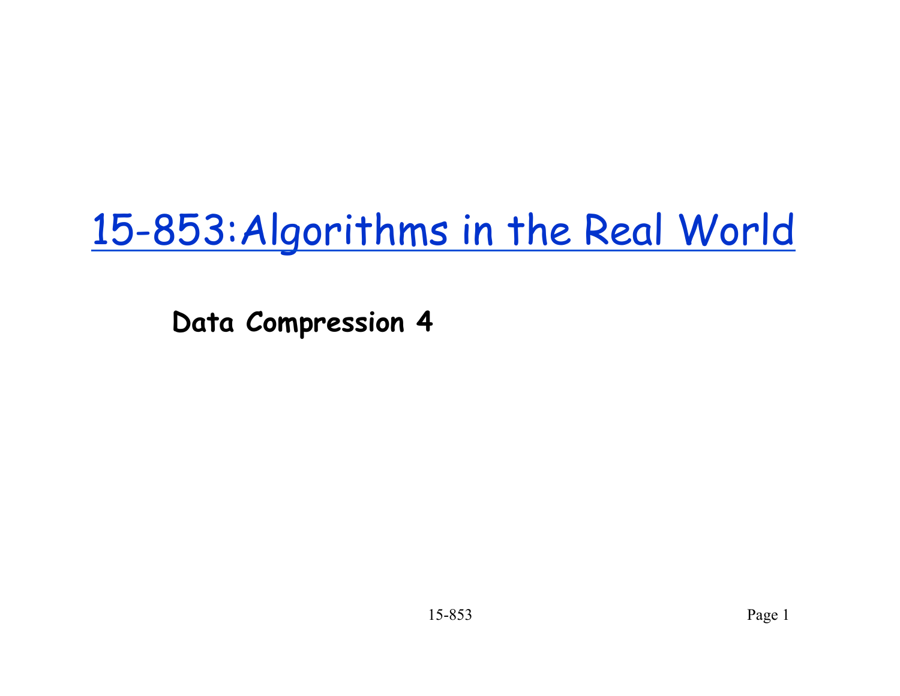# 15-853:Algorithms in the Real World

**Data Compression 4**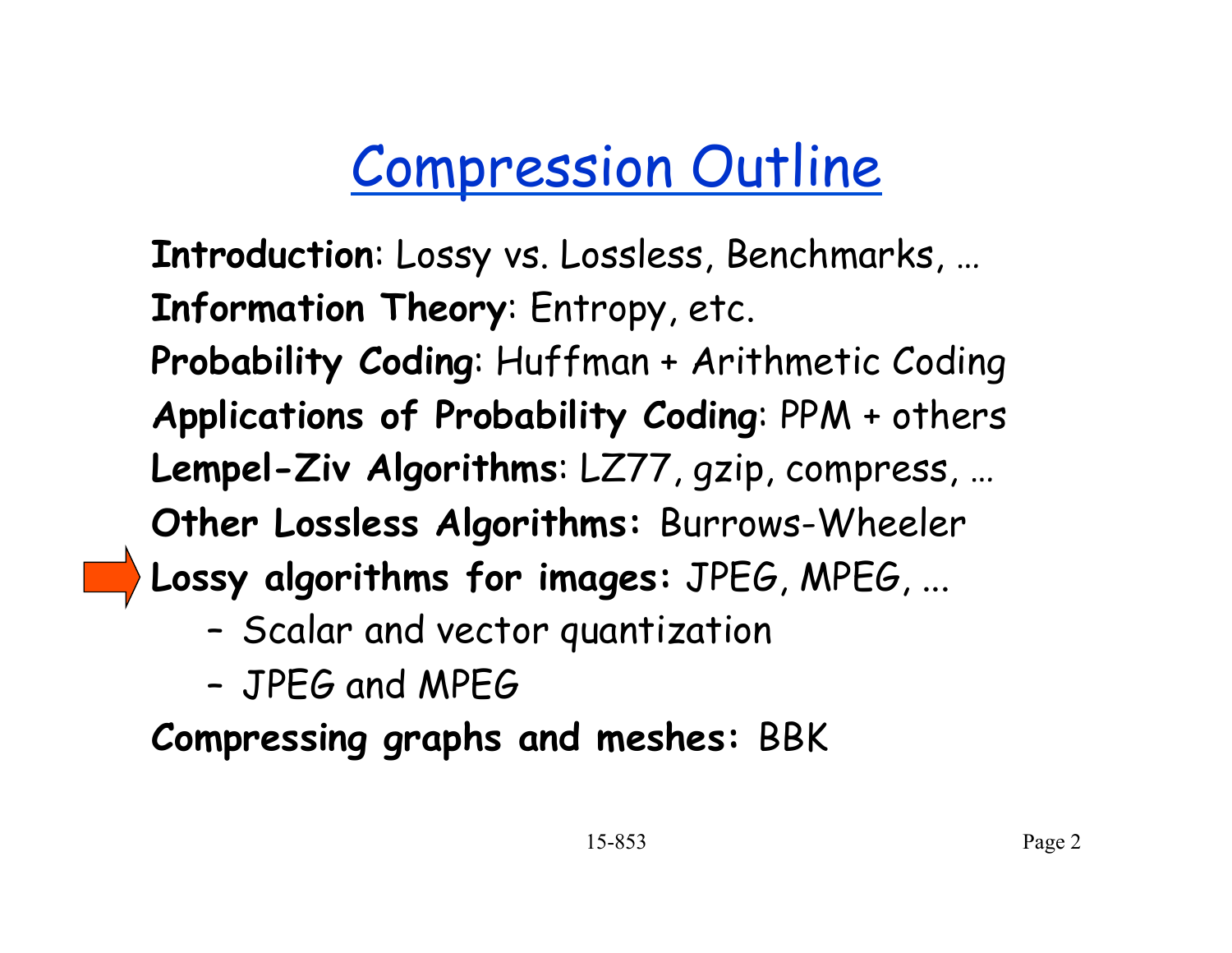# Compression Outline

**Introduction**: Lossy vs. Lossless, Benchmarks, …
**Information Theory**: Entropy, etc.
**Probability Coding**: Huffman + Arithmetic Coding
**Applications of Probability Coding**: PPM + others
**Lempel-Ziv Algorithms**: LZ77, gzip, compress, …
**Other Lossless Algorithms:** Burrows-Wheeler
**Lossy algorithms for images:** JPEG, MPEG, ...

- Scalar and vector quantization
- JPEG and MPEG

**Compressing graphs and meshes:** BBK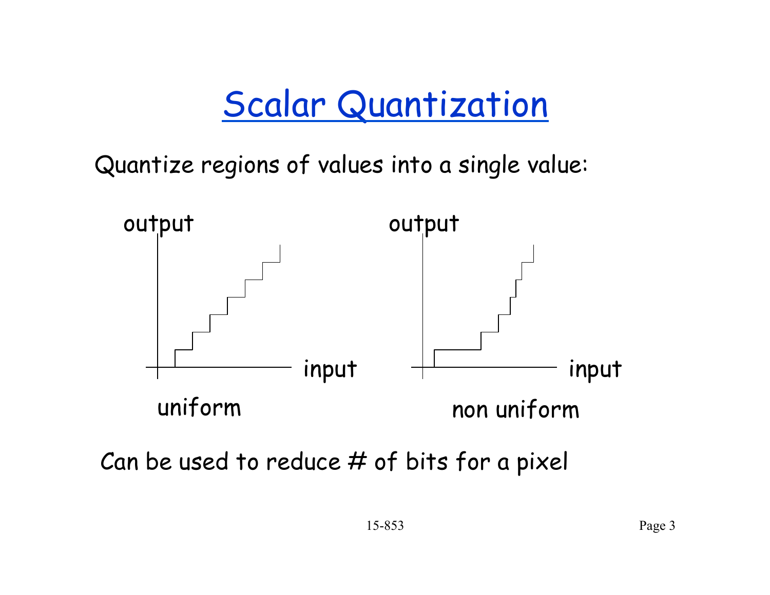# Scalar Quantization

Quantize regions of values into a single value:

output

input

uniform

output

input

non uniform

Can be used to reduce # of bits for a pixel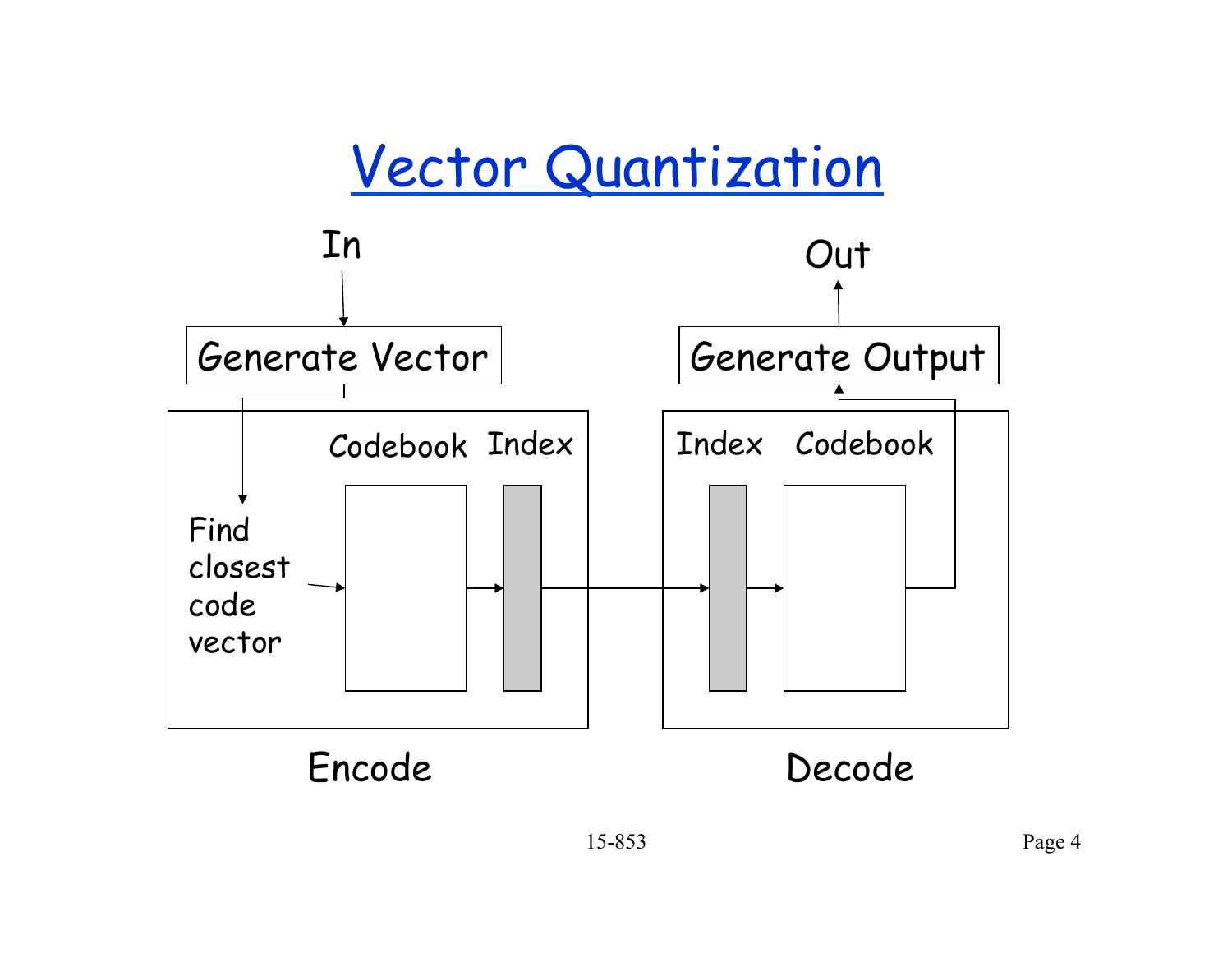# Vector Quantization

In

Generate Vector

Codebook

Index

Find closest code vector

Encode

Out

Generate Output

Index

Codebook

Decode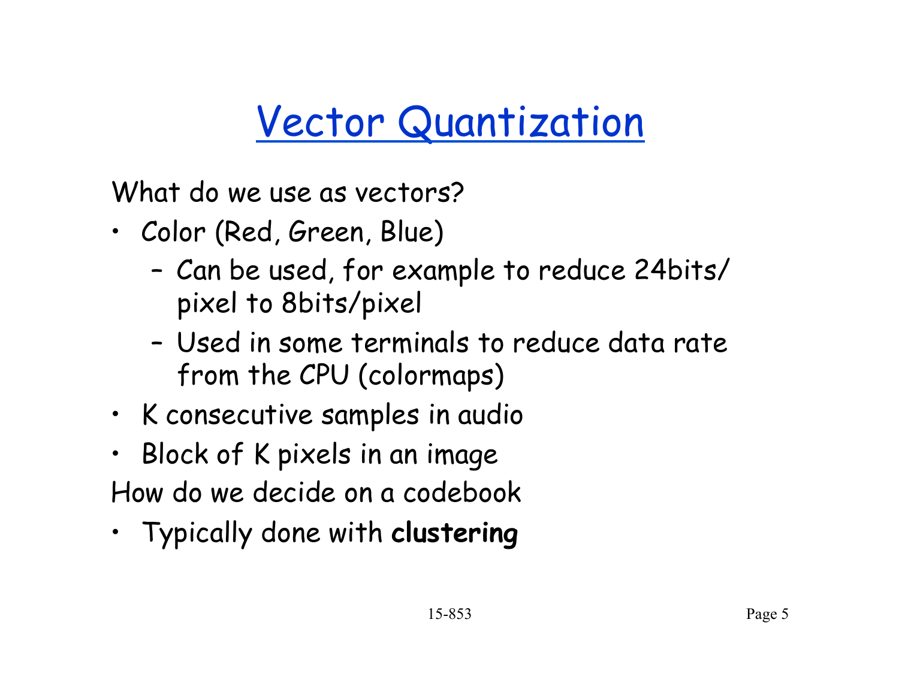# Vector Quantization

What do we use as vectors?

- Color (Red, Green, Blue)
  - Can be used, for example to reduce 24bits/pixel to 8bits/pixel
  - Used in some terminals to reduce data rate from the CPU (colormaps)
- K consecutive samples in audio
- Block of K pixels in an image

How do we decide on a codebook

- Typically done with **clustering**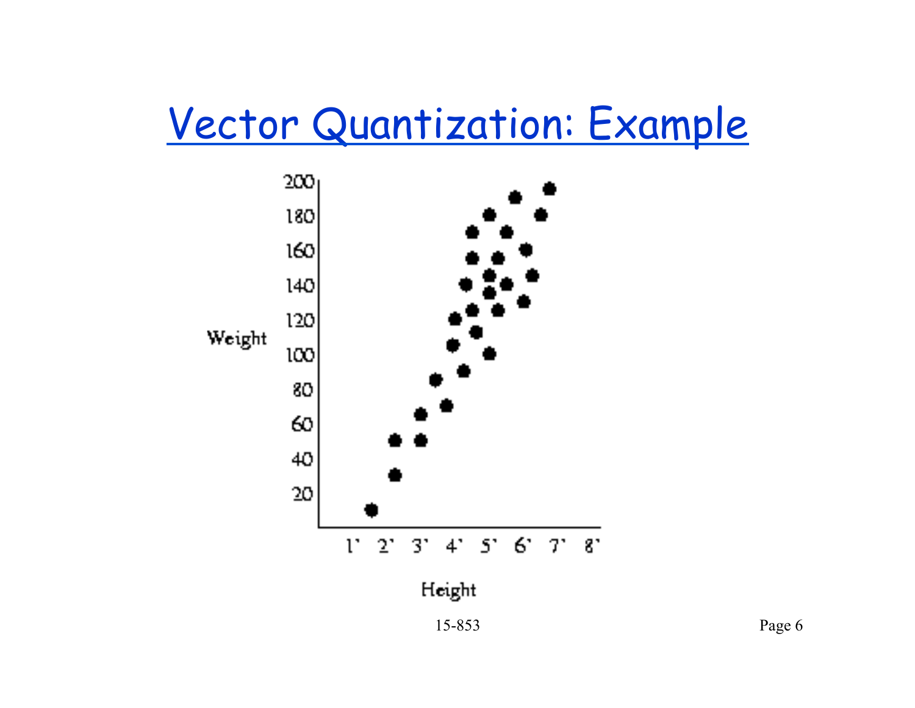# Vector Quantization: Example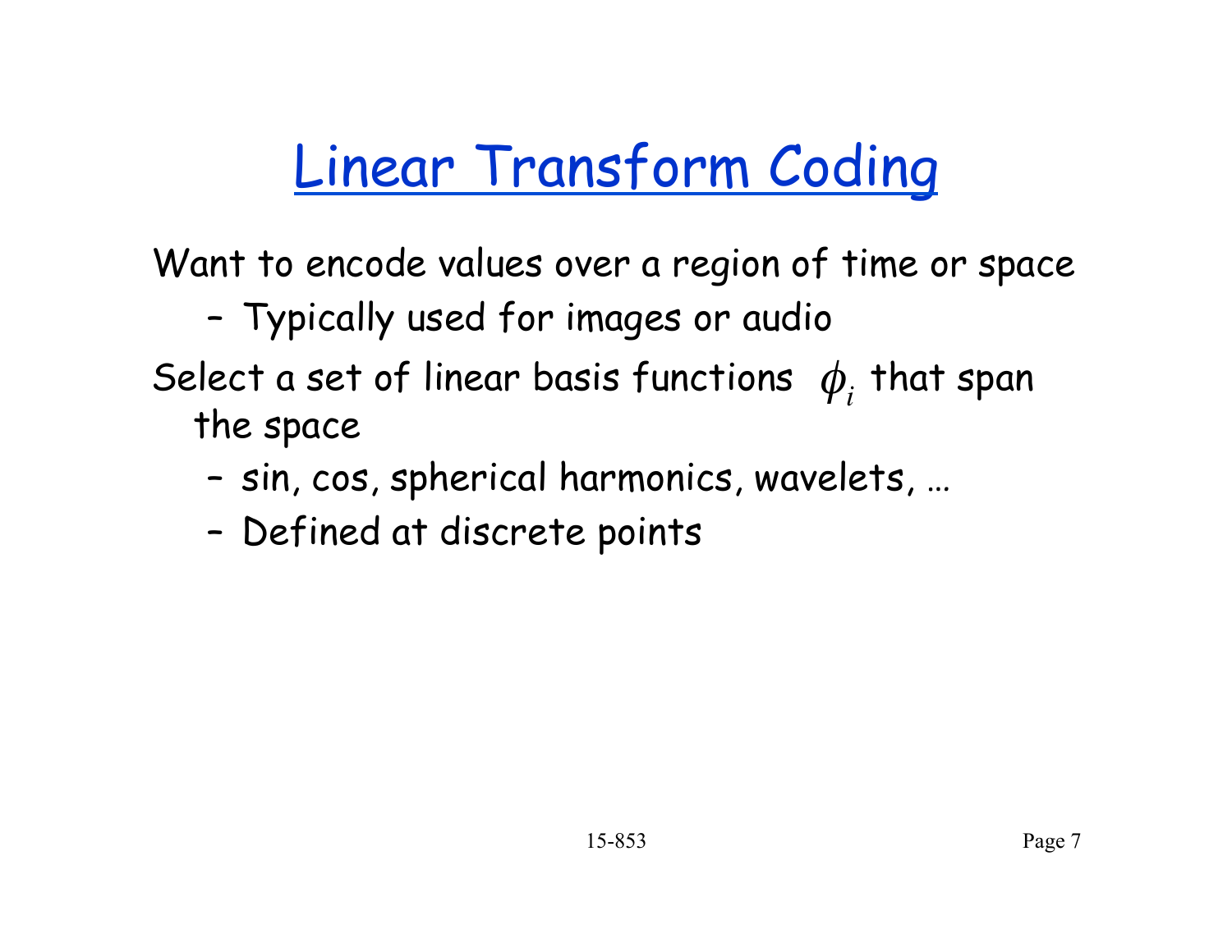# Linear Transform Coding

Want to encode values over a region of time or space

- Typically used for images or audio

Select a set of linear basis functions $\phi_i$ that span the space

- sin, cos, spherical harmonics, wavelets, …
- Defined at discrete points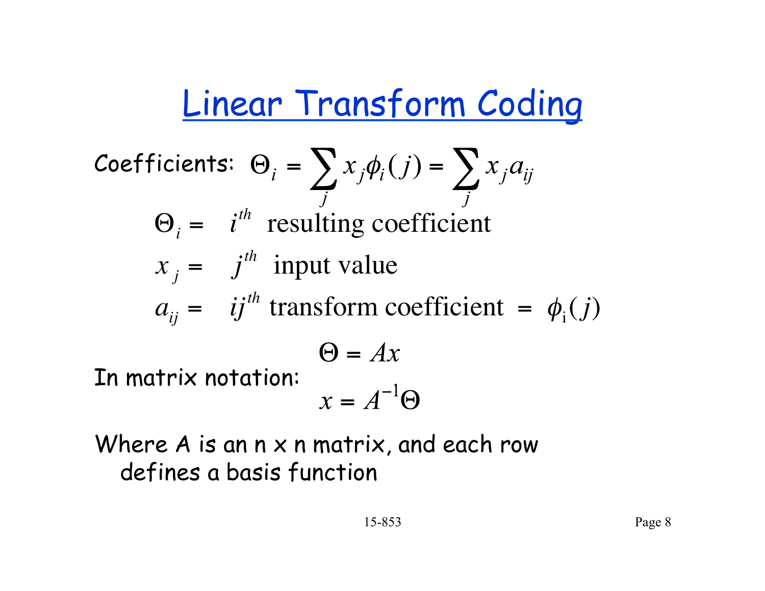# Linear Transform Coding

Coefficients: $\Theta_i = \sum_j x_j \phi_i(j) = \sum_j x_j a_{ij}$

$\Theta_i =$ $i^{th}$ resulting coefficient

$x_j =$ $j^{th}$ input value

$a_{ij} =$ $ij^{th}$ transform coefficient $= \phi_i(j)$

In matrix notation:

$$\Theta = Ax$$

$$x = A^{-1}\Theta$$

Where A is an n x n matrix, and each row defines a basis function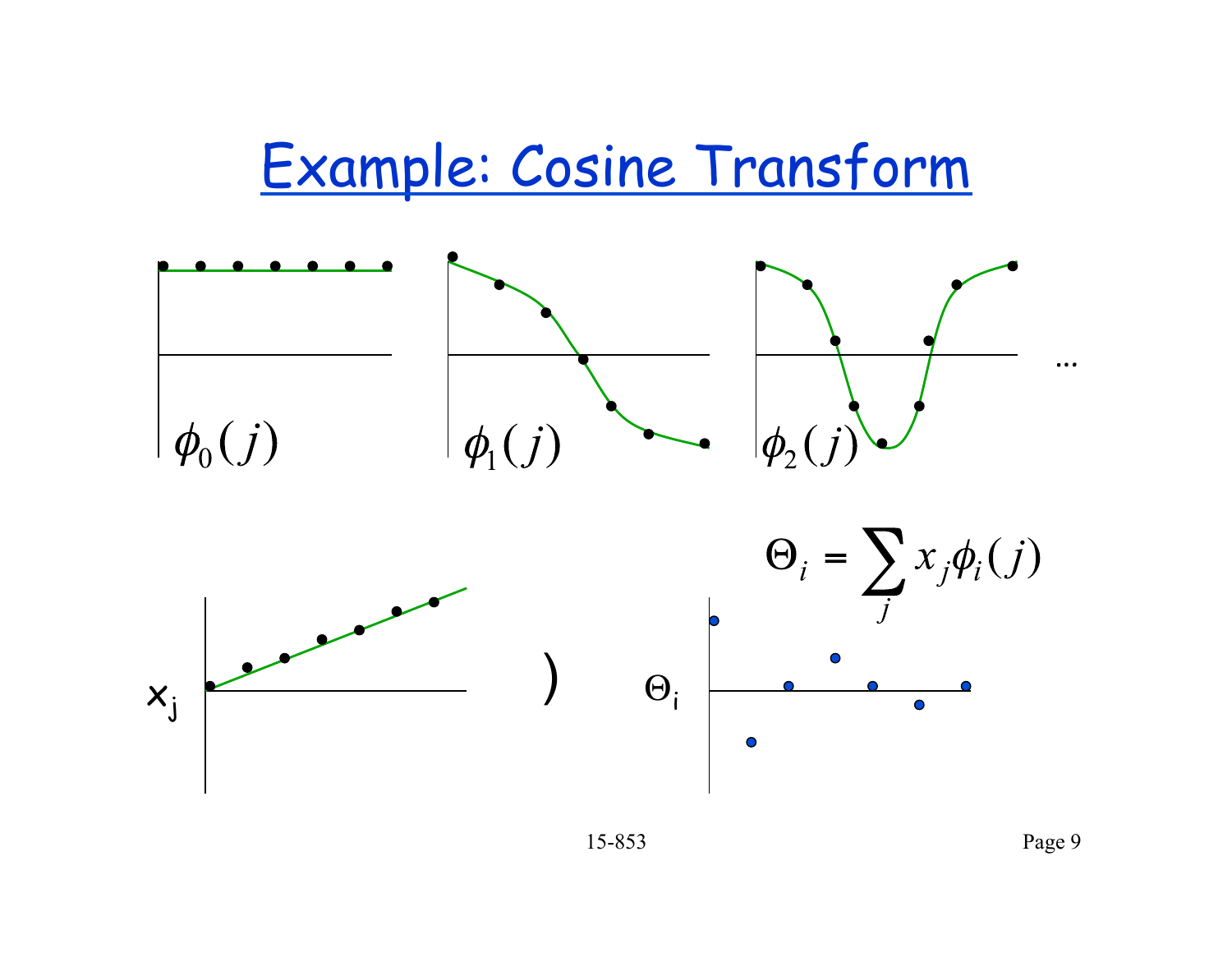# Example: Cosine Transform

$\phi_0(j)$

$\phi_1(j)$

$\phi_2(j)$

...

$$\Theta_i = \sum_j x_j \phi_i(j)$$

$x_j$

)

$\Theta_i$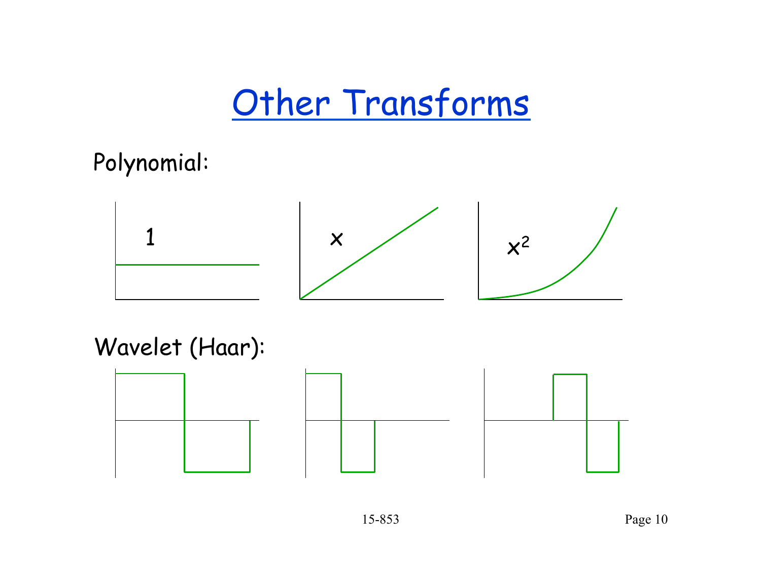# Other Transforms

Polynomial:

$1$ $x$ $x^2$

Wavelet (Haar):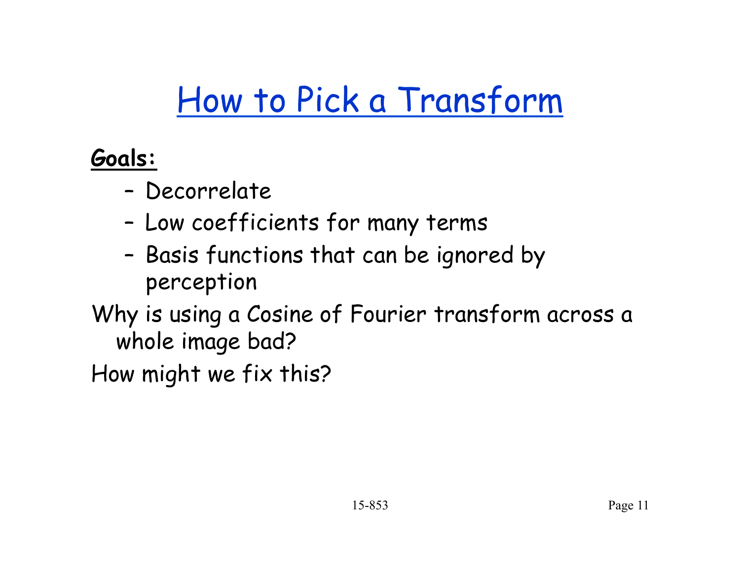# How to Pick a Transform

**Goals:**

- Decorrelate
- Low coefficients for many terms
- Basis functions that can be ignored by perception

Why is using a Cosine of Fourier transform across a whole image bad?

How might we fix this?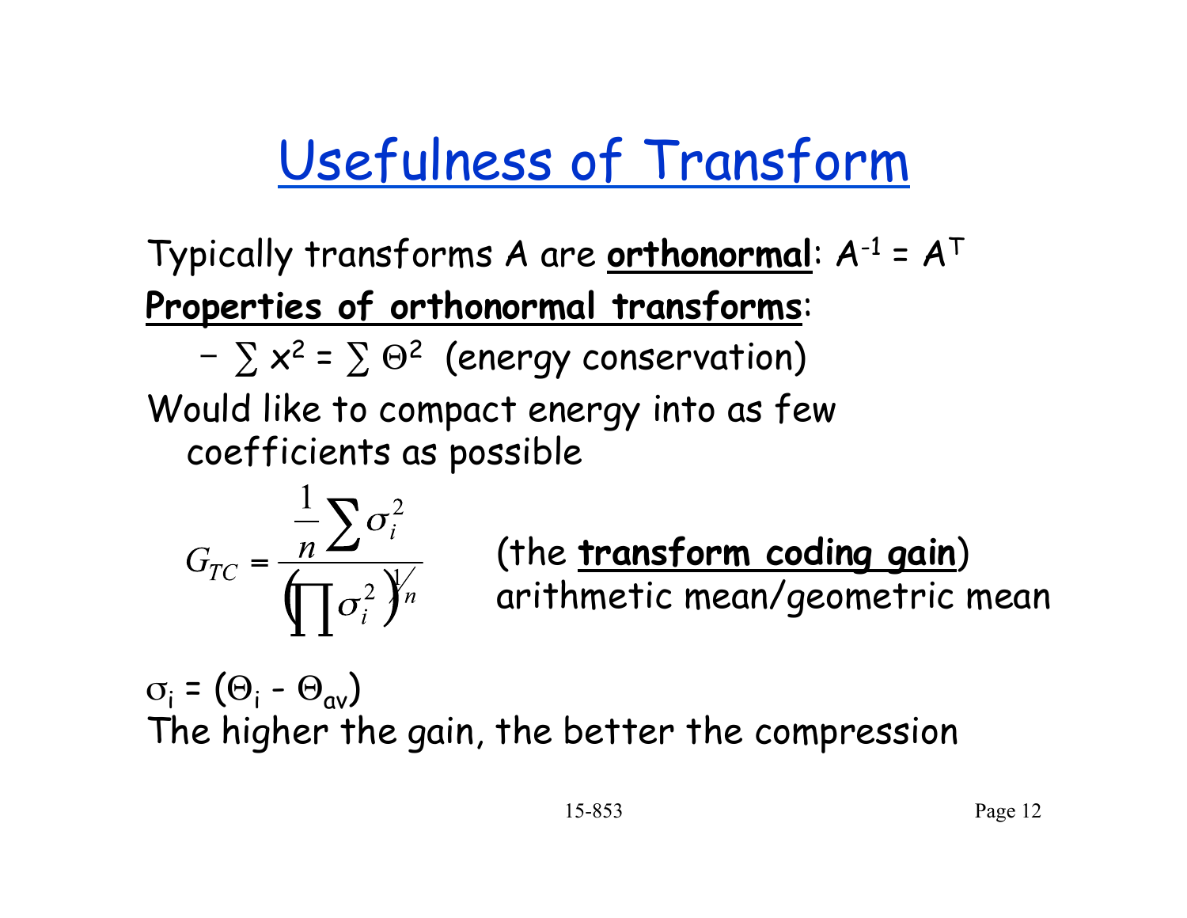# Usefulness of Transform

Typically transforms $A$ are **orthonormal**: $A^{-1} = A^T$

**Properties of orthonormal transforms**:

- $\sum x^2 = \sum \Theta^2$ (energy conservation)

Would like to compact energy into as few coefficients as possible

$$G_{TC} = \frac{\frac{1}{n}\sum \sigma_i^2}{\left(\prod \sigma_i^2\right)^{1/n}}$$

(the **transform coding gain**)
arithmetic mean/geometric mean

$\sigma_i = (\Theta_i - \Theta_{av})$

The higher the gain, the better the compression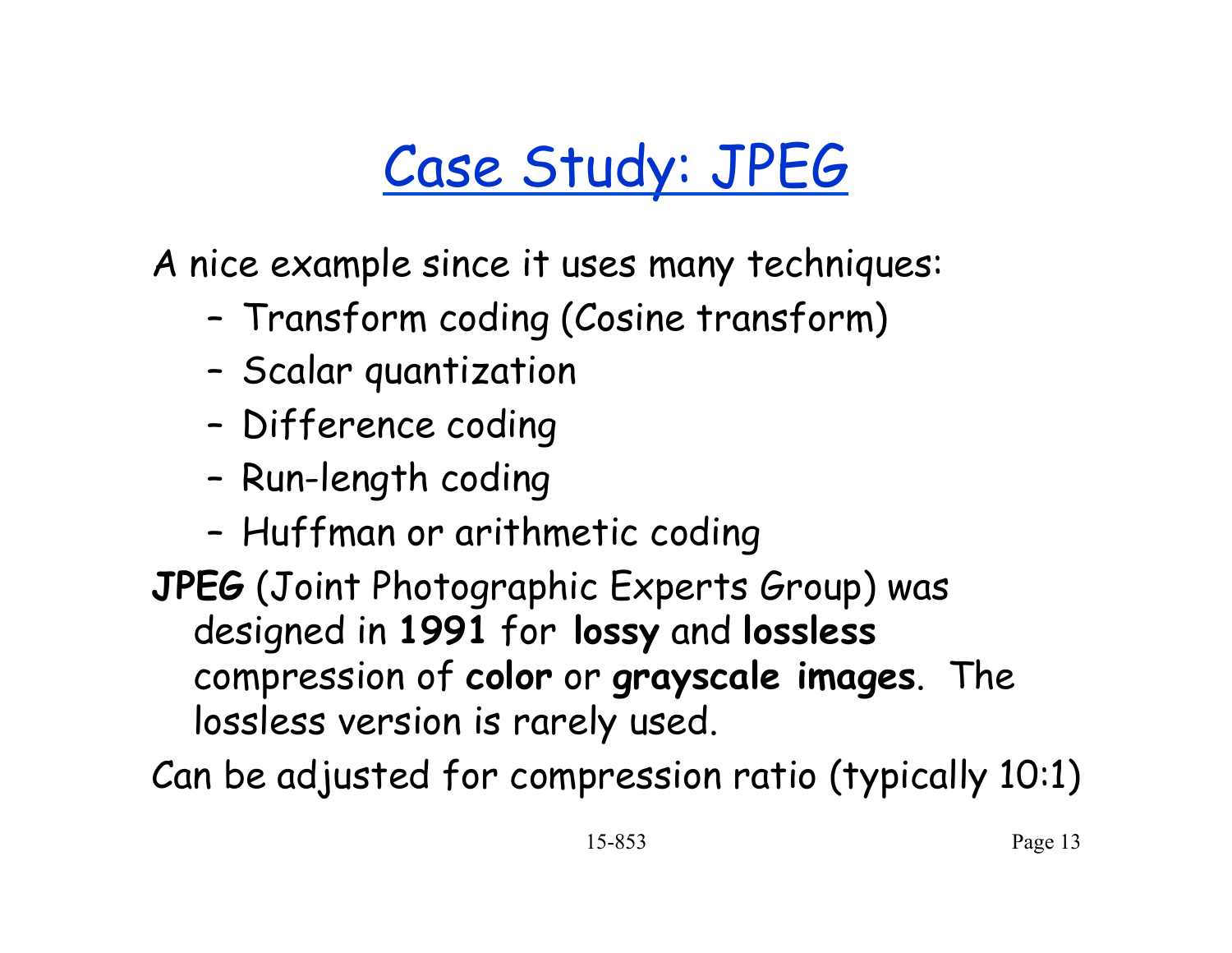# Case Study: JPEG

A nice example since it uses many techniques:

- Transform coding (Cosine transform)
- Scalar quantization
- Difference coding
- Run-length coding
- Huffman or arithmetic coding

**JPEG** (Joint Photographic Experts Group) was designed in **1991** for **lossy** and **lossless** compression of **color** or **grayscale images**. The lossless version is rarely used.

Can be adjusted for compression ratio (typically 10:1)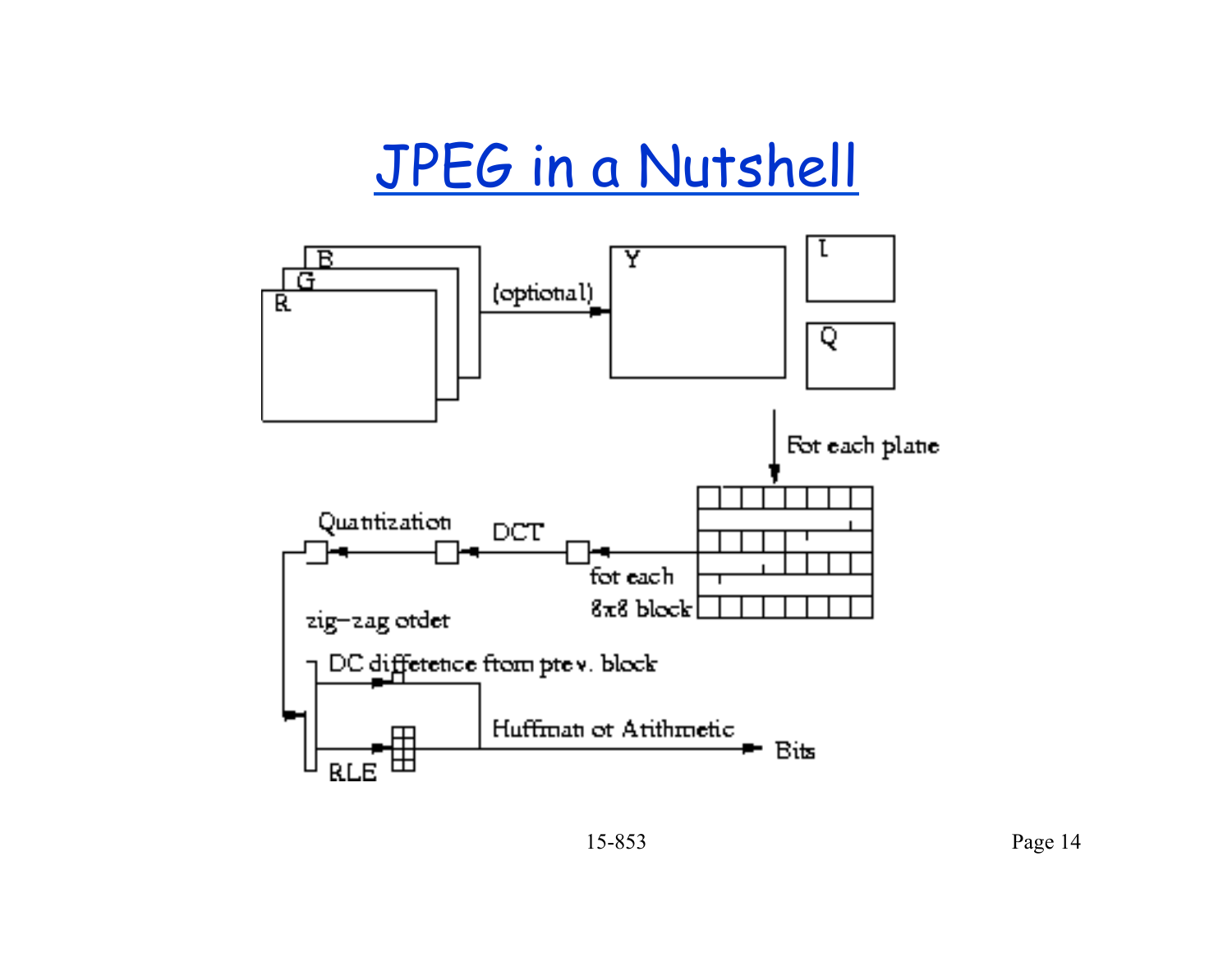# JPEG in a Nutshell

B

G

R

(optional)

Y

I

Q

For each plane

Quantization

DCT

for each 8x8 block

zig–zag order

DC difference from prev. block

Huffman or Arithmetic

Bits

RLE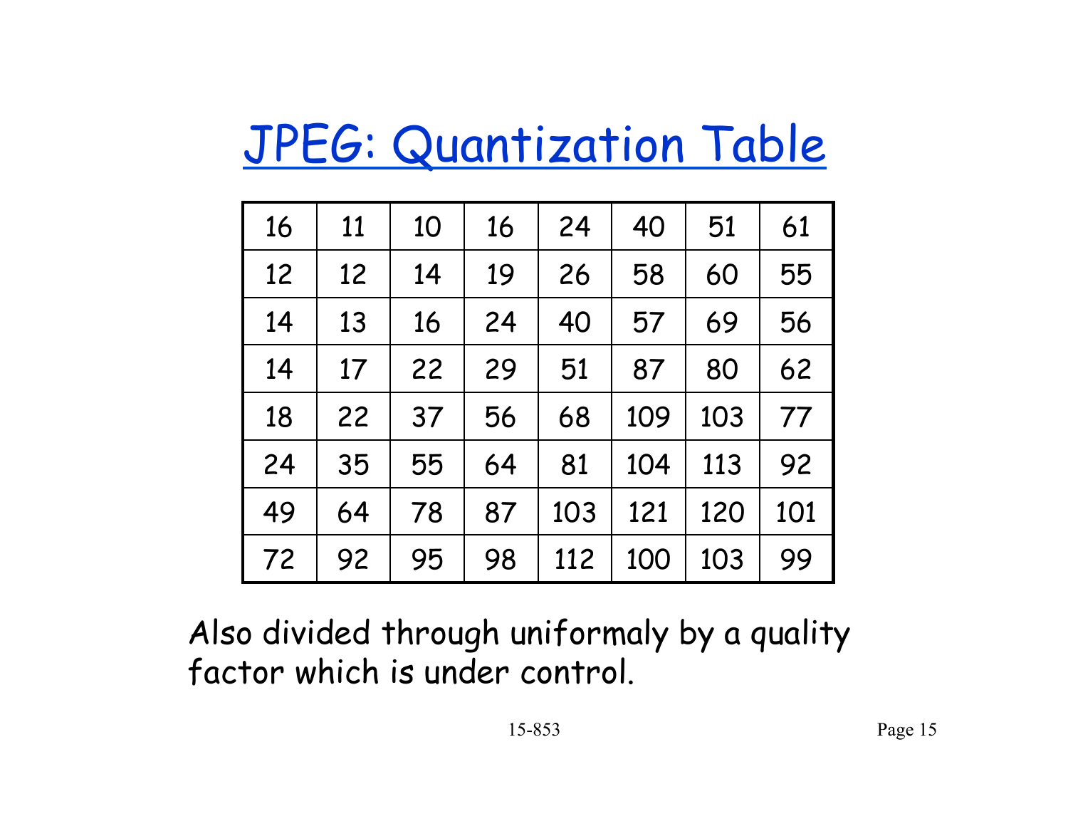# JPEG: Quantization Table

| | | | | | | | |
|---|---|---|---|---|---|---|---|
| 16 | 11 | 10 | 16 | 24 | 40 | 51 | 61 |
| 12 | 12 | 14 | 19 | 26 | 58 | 60 | 55 |
| 14 | 13 | 16 | 24 | 40 | 57 | 69 | 56 |
| 14 | 17 | 22 | 29 | 51 | 87 | 80 | 62 |
| 18 | 22 | 37 | 56 | 68 | 109 | 103 | 77 |
| 24 | 35 | 55 | 64 | 81 | 104 | 113 | 92 |
| 49 | 64 | 78 | 87 | 103 | 121 | 120 | 101 |
| 72 | 92 | 95 | 98 | 112 | 100 | 103 | 99 |

Also divided through uniformaly by a quality factor which is under control.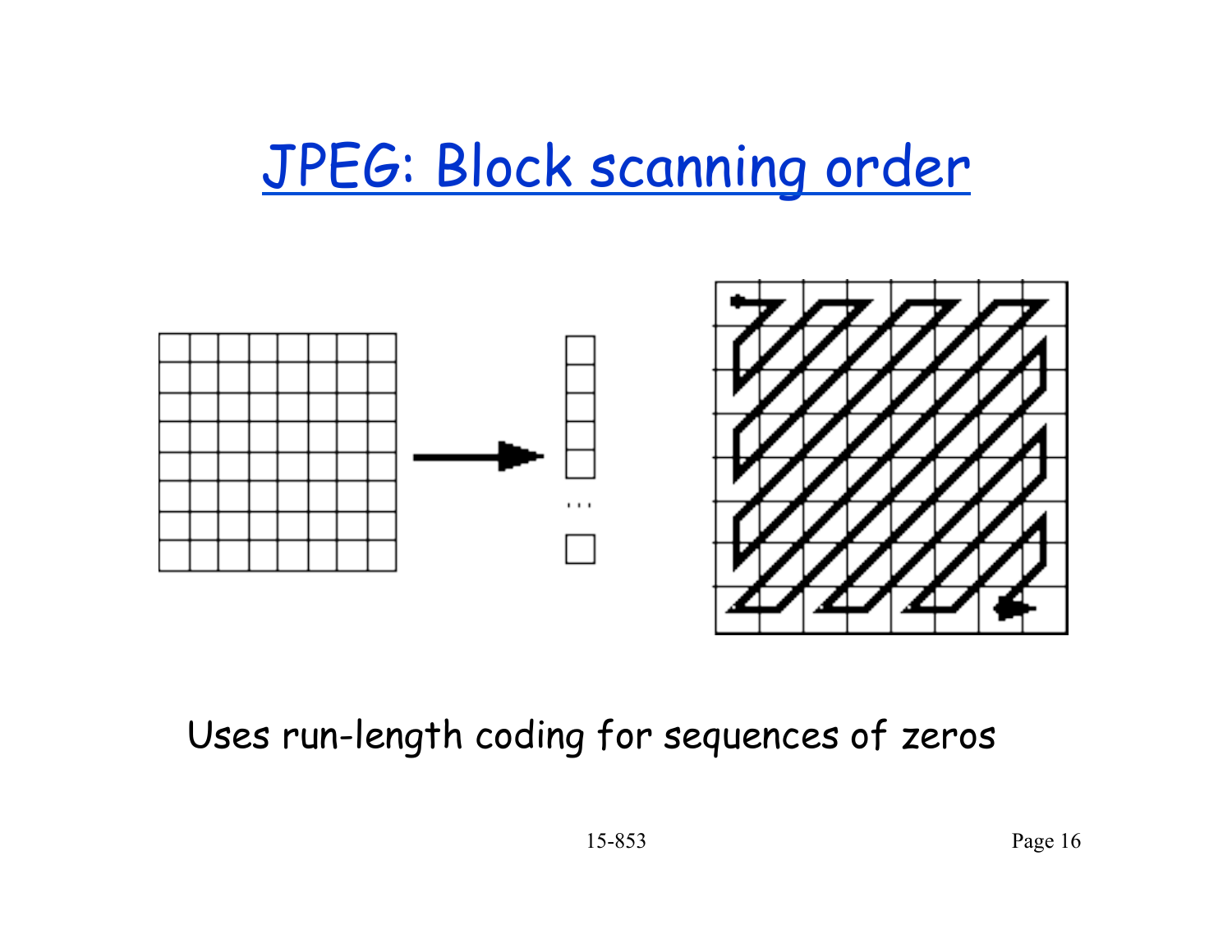# JPEG: Block scanning order

Uses run-length coding for sequences of zeros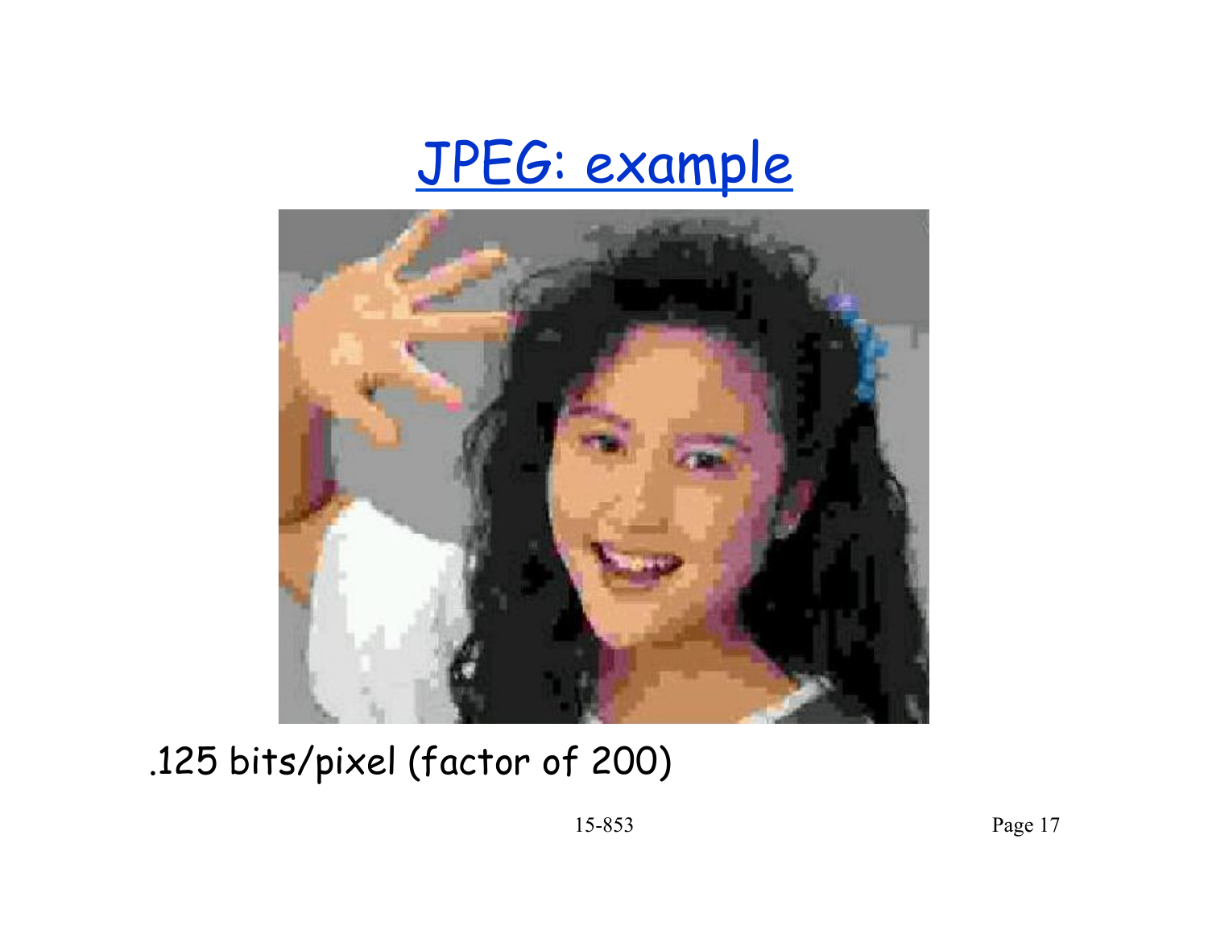# JPEG: example

.125 bits/pixel (factor of 200)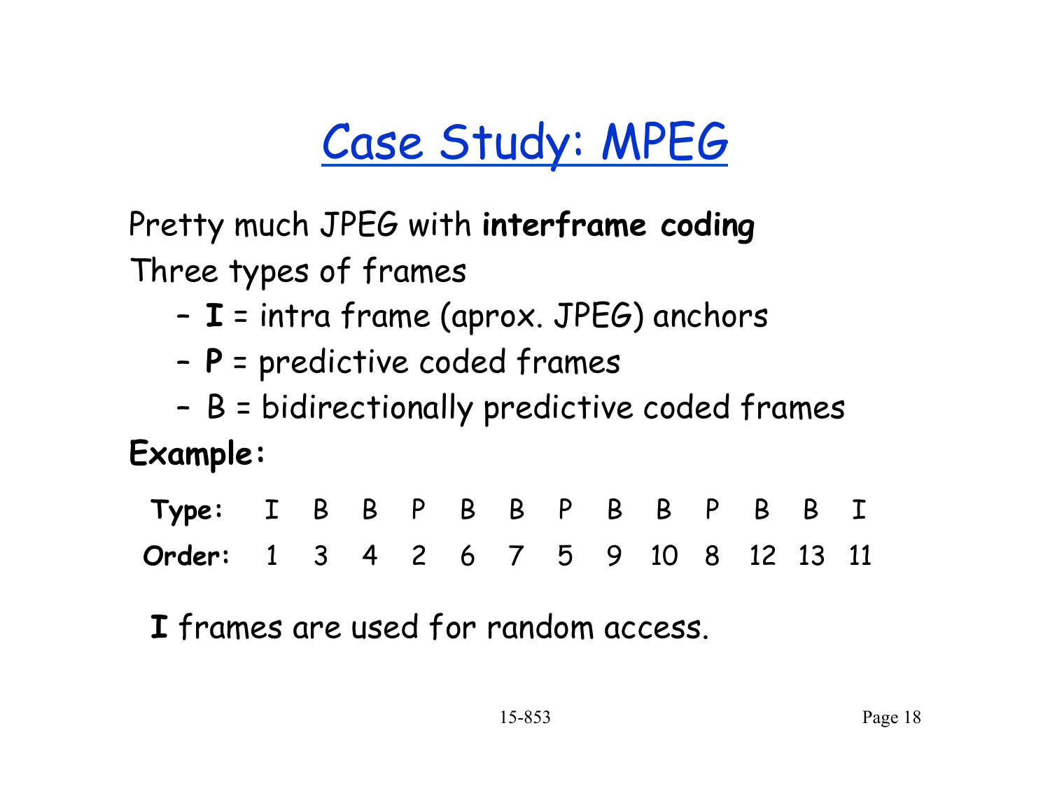# Case Study: MPEG

Pretty much JPEG with **interframe coding**

Three types of frames

- **I** = intra frame (aprox. JPEG) anchors
- **P** = predictive coded frames
- B = bidirectionally predictive coded frames

**Example:**

| **Type:** | I | B | B | P | B | B | P | B | B | P | B | B | I |
|---|---|---|---|---|---|---|---|---|---|---|---|---|---|
| **Order:** | 1 | 3 | 4 | 2 | 6 | 7 | 5 | 9 | 10 | 8 | 12 | 13 | 11 |

**I** frames are used for random access.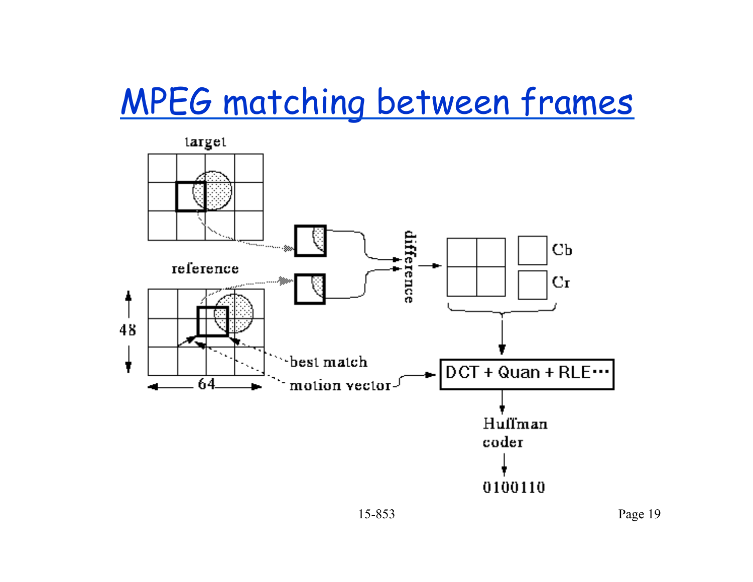# MPEG matching between frames

target

reference

48

64

best match

motion vector

difference

Cb

Cr

DCT + Quan + RLE···

Huffman coder

0100110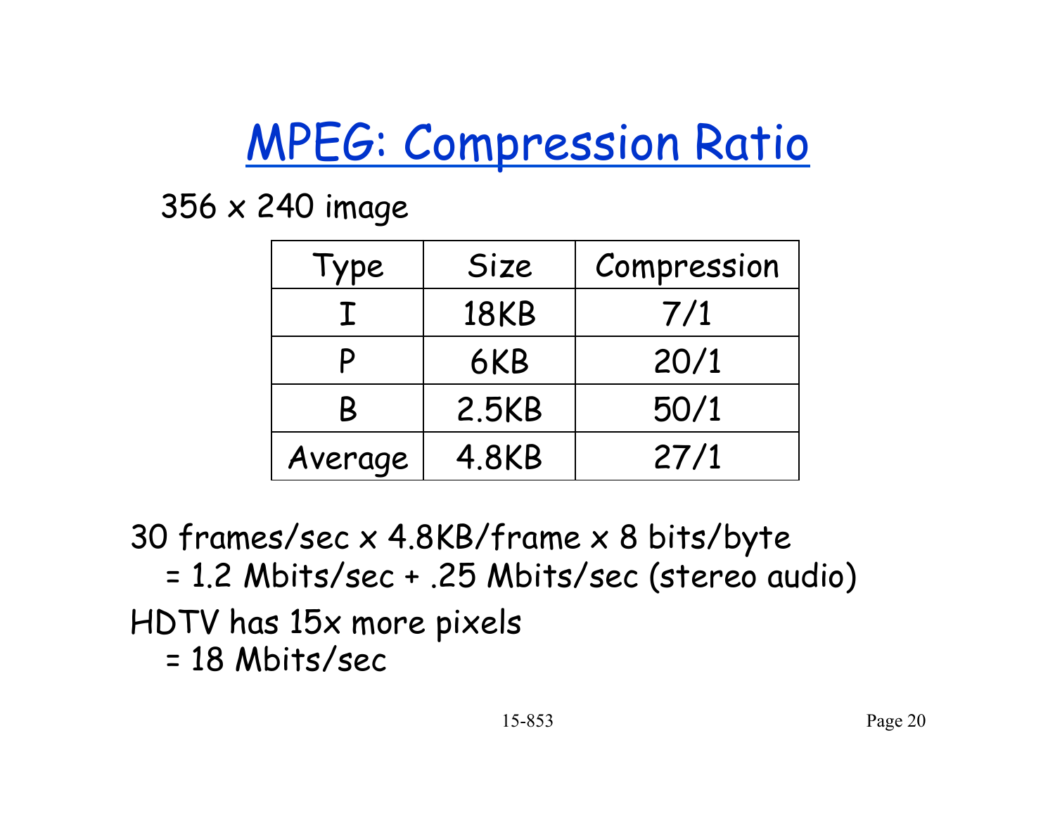# MPEG: Compression Ratio

356 x 240 image

| Type | Size | Compression |
|---|---|---|
| I | 18KB | 7/1 |
| P | 6KB | 20/1 |
| B | 2.5KB | 50/1 |
| Average | 4.8KB | 27/1 |

30 frames/sec x 4.8KB/frame x 8 bits/byte
= 1.2 Mbits/sec + .25 Mbits/sec (stereo audio)

HDTV has 15x more pixels
= 18 Mbits/sec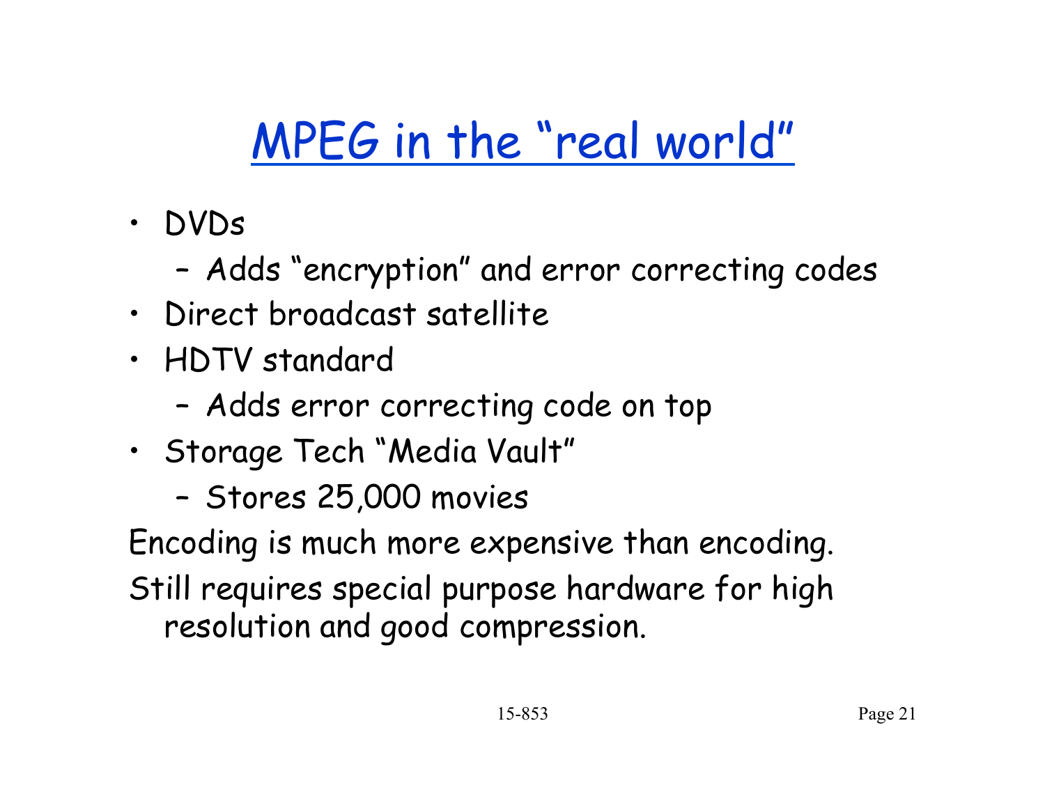# MPEG in the "real world"

- DVDs
  - Adds "encryption" and error correcting codes
- Direct broadcast satellite
- HDTV standard
  - Adds error correcting code on top
- Storage Tech "Media Vault"
  - Stores 25,000 movies

Encoding is much more expensive than encoding.

Still requires special purpose hardware for high resolution and good compression.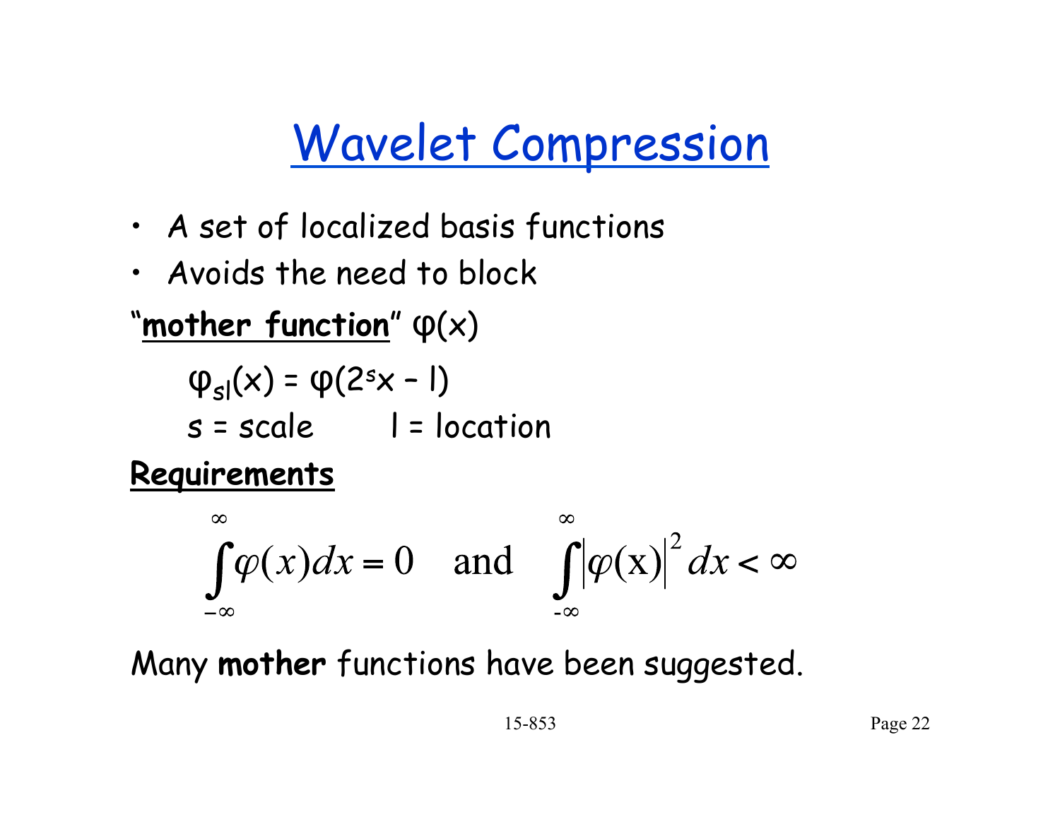# Wavelet Compression

- A set of localized basis functions
- Avoids the need to block

"**mother function**" $\varphi(x)$

$\varphi_{sl}(x) = \varphi(2^s x - l)$

s = scale l = location

**Requirements**

$$\int_{-\infty}^{\infty} \varphi(x)dx = 0 \quad \text{and} \quad \int_{-\infty}^{\infty} |\varphi(x)|^2 dx < \infty$$

Many **mother** functions have been suggested.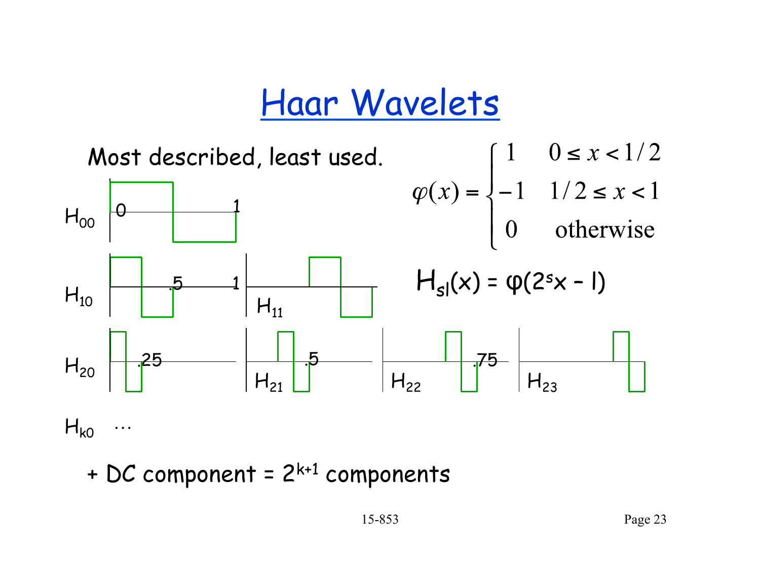# Haar Wavelets

Most described, least used.

$$\varphi(x) = \begin{cases} 1 & 0 \le x < 1/2 \\ -1 & 1/2 \le x < 1 \\ 0 & \text{otherwise} \end{cases}$$

$H_{00}$ 0 1

$H_{10}$ .5 1 $H_{11}$

$H_{20}$ .25 $H_{21}$ .5 $H_{22}$ .75 $H_{23}$

$H_{k0}$ …

$$H_{sl}(x) = \varphi(2^s x - l)$$

+ DC component = $2^{k+1}$ components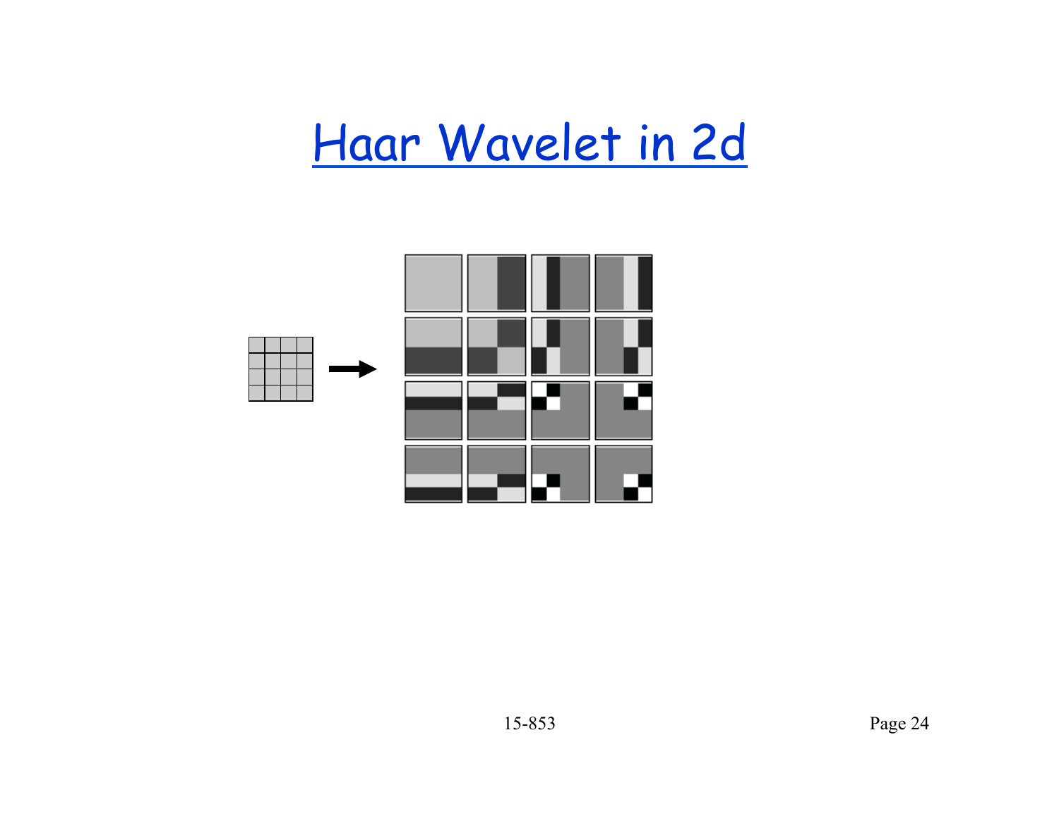# Haar Wavelet in 2d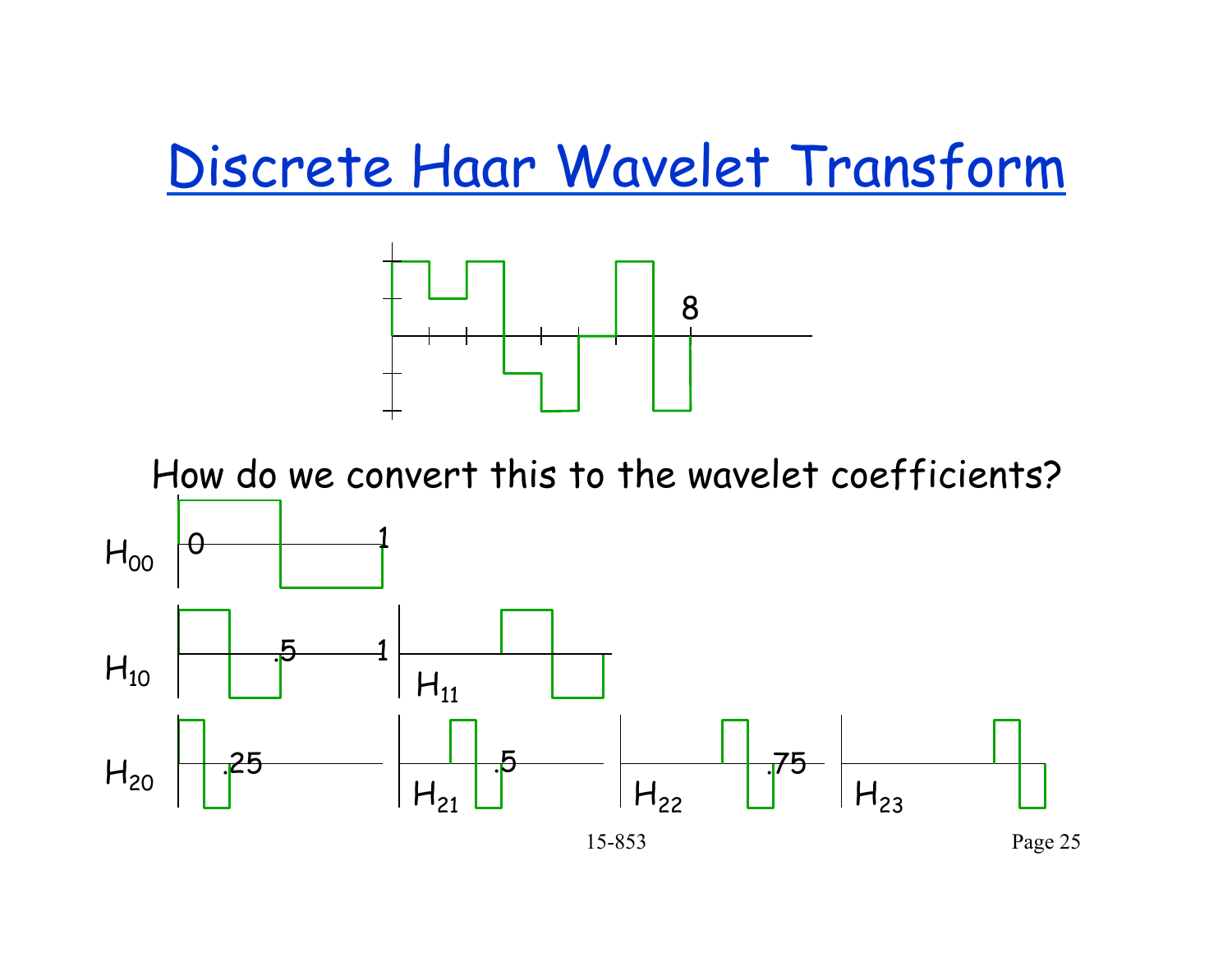# Discrete Haar Wavelet Transform

How do we convert this to the wavelet coefficients?

$H_{00}$

$H_{10}$ $H_{11}$

$H_{20}$ $H_{21}$ $H_{22}$ $H_{23}$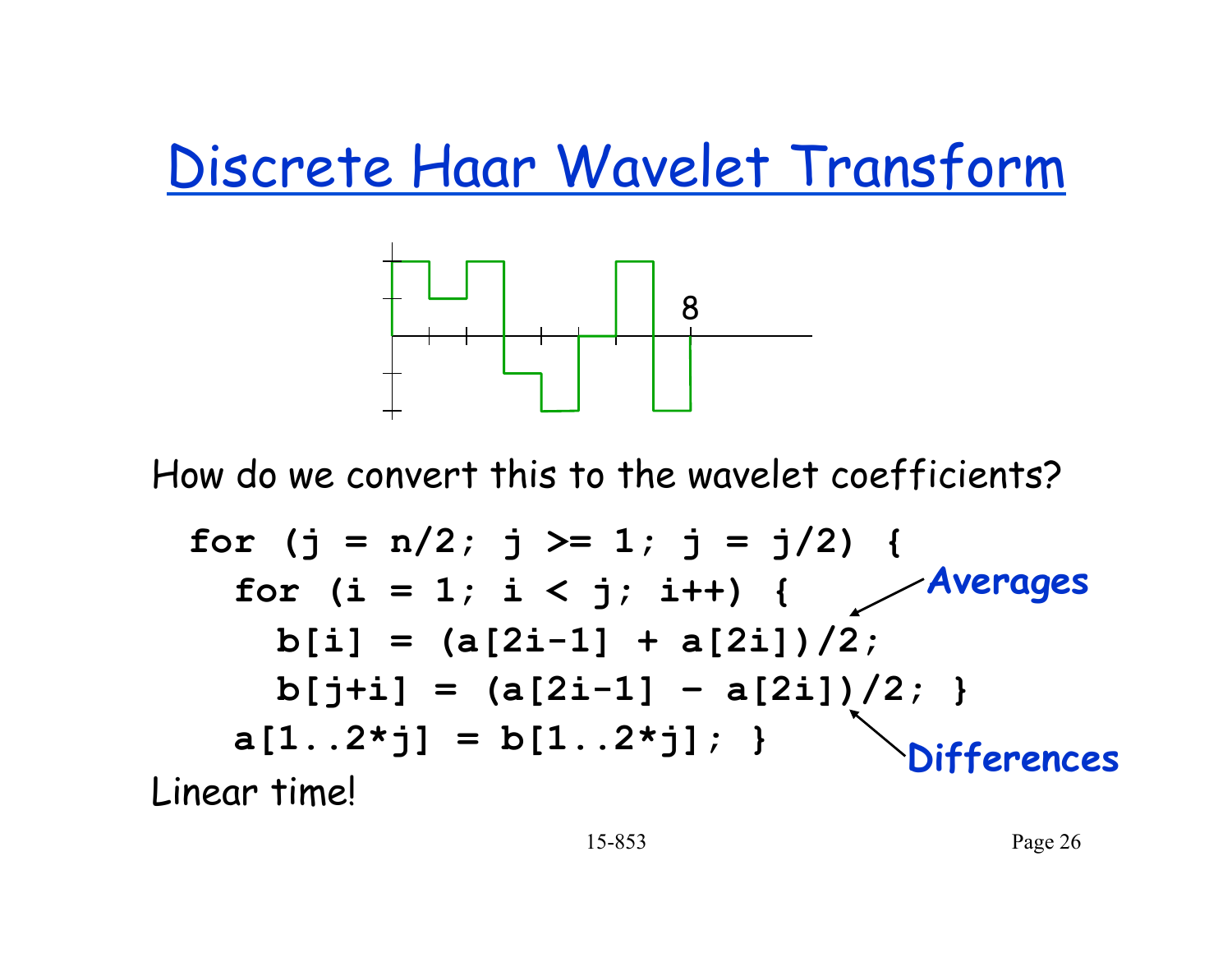# Discrete Haar Wavelet Transform

8

How do we convert this to the wavelet coefficients?

```
for (j = n/2; j >= 1; j = j/2) {
  for (i = 1; i < j; i++) {
    b[i] = (a[2i-1] + a[2i])/2;
    b[j+i] = (a[2i-1] – a[2i])/2; }
  a[1..2*j] = b[1..2*j]; }
```

**Averages**

**Differences**

Linear time!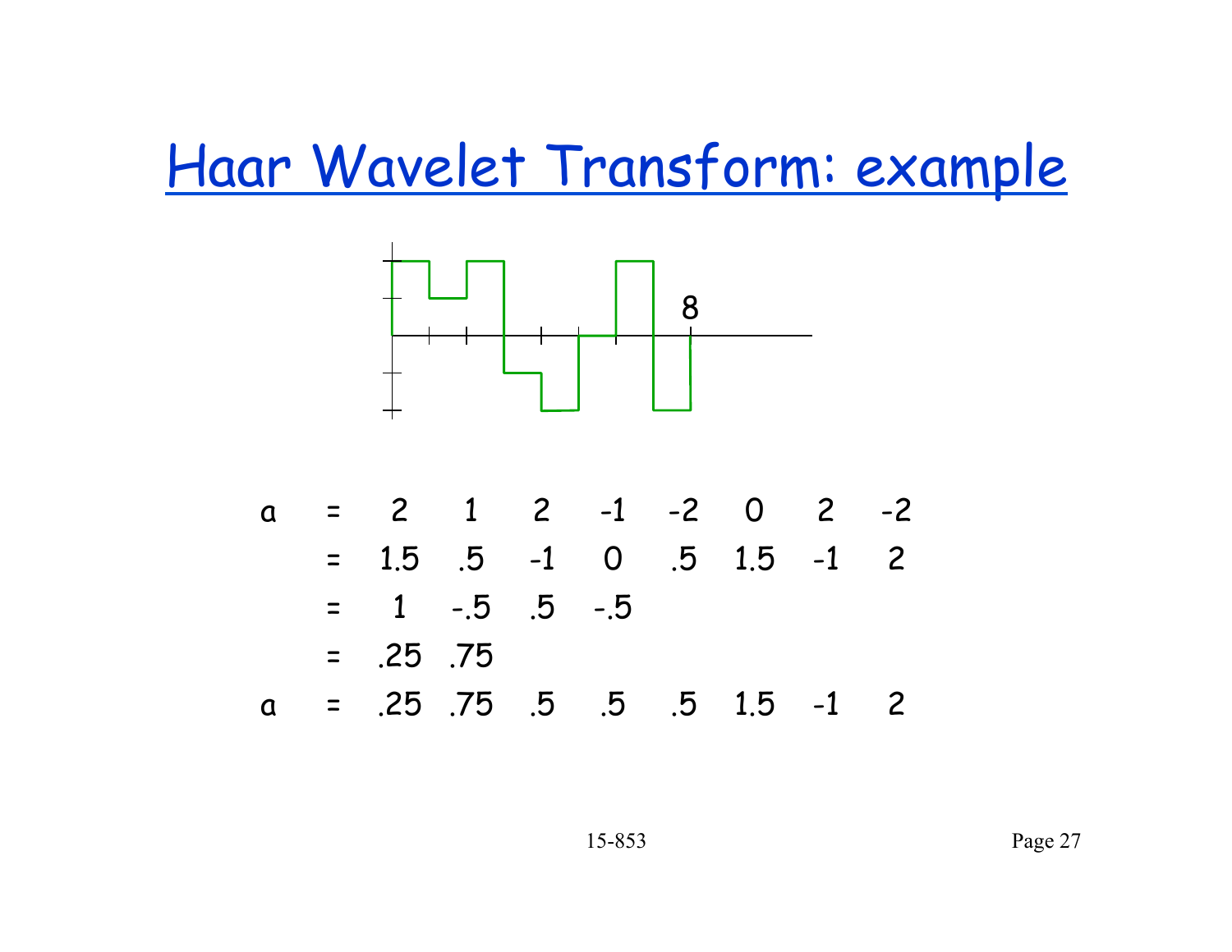# Haar Wavelet Transform: example

8

| a | = | 2 | 1 | 2 | -1 | -2 | 0 | 2 | -2 |
|---|---|---|---|---|---|---|---|---|---|
| | = | 1.5 | .5 | -1 | 0 | .5 | 1.5 | -1 | 2 |
| | = | 1 | -.5 | .5 | -.5 | | | | |
| | = | .25 | .75 | | | | | | |
| a | = | .25 | .75 | .5 | .5 | .5 | 1.5 | -1 | 2 |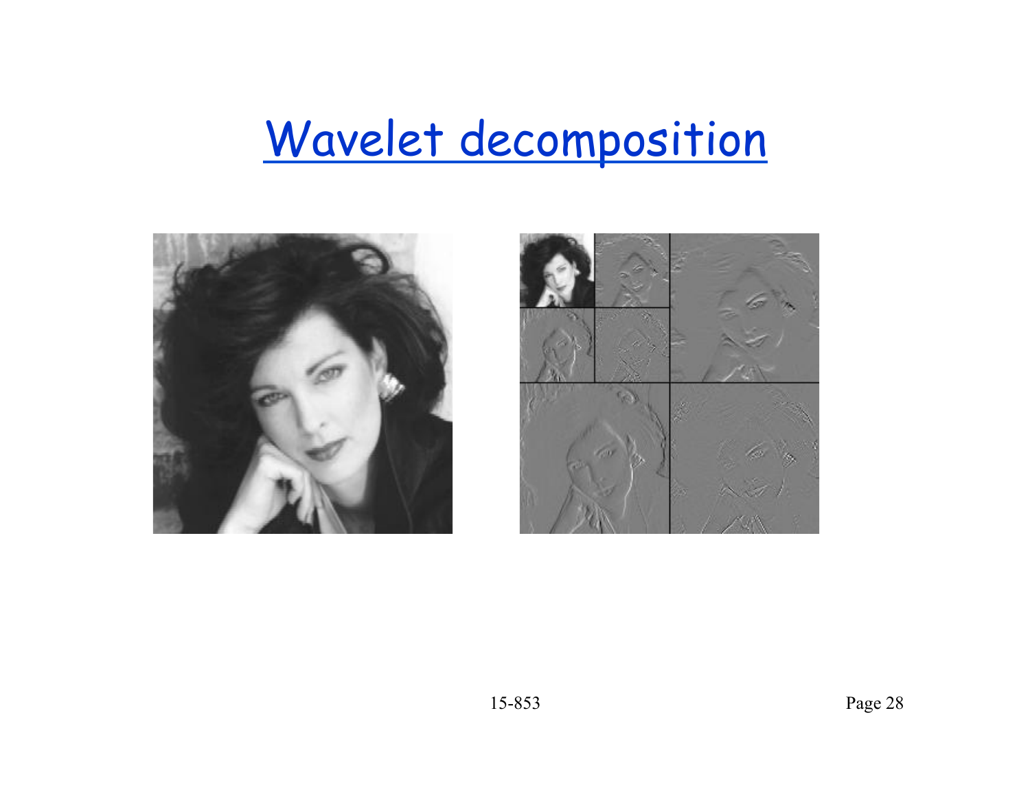# Wavelet decomposition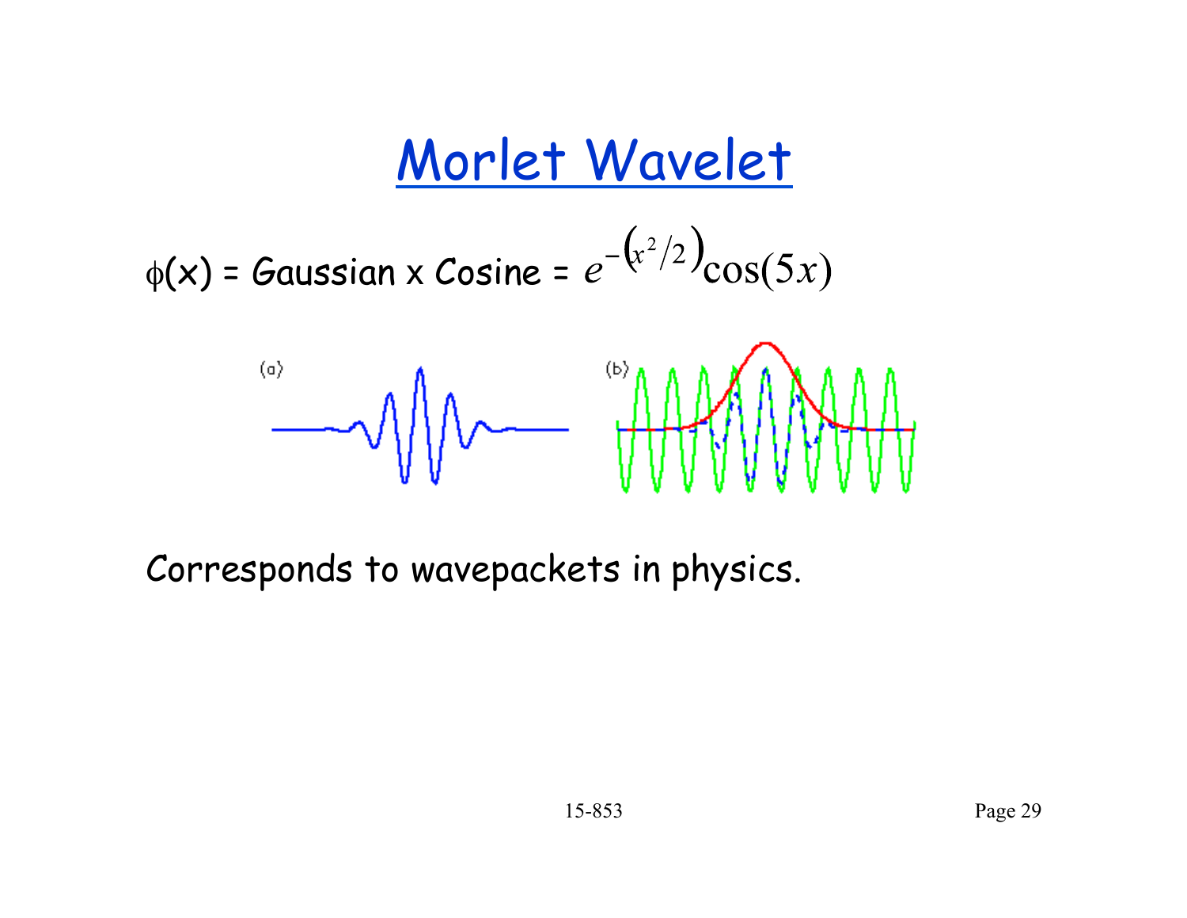# Morlet Wavelet

$\phi(x)$ = Gaussian x Cosine = $e^{-\left(x^2/2\right)}\cos(5x)$

(a) (b)

Corresponds to wavepackets in physics.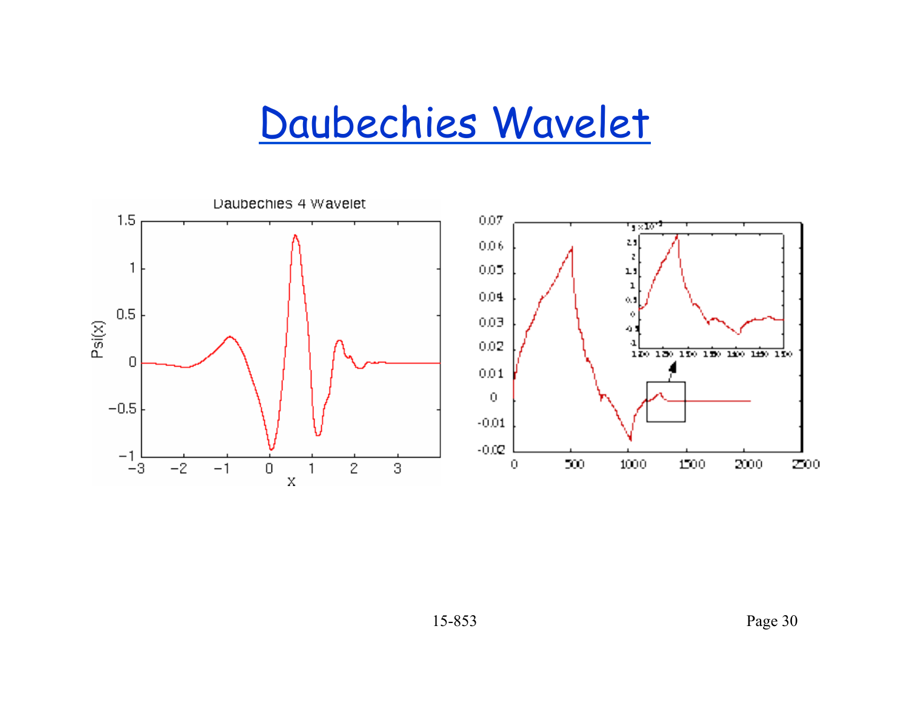# Daubechies Wavelet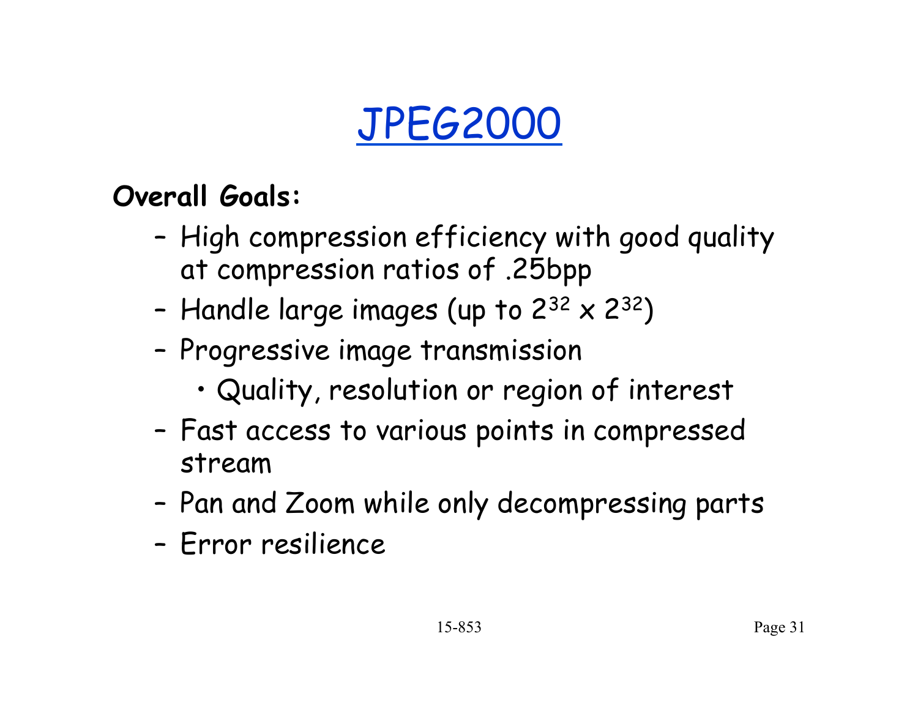# JPEG2000

**Overall Goals:**

- High compression efficiency with good quality at compression ratios of .25bpp
- Handle large images (up to $2^{32} \times 2^{32}$)
- Progressive image transmission
  - Quality, resolution or region of interest
- Fast access to various points in compressed stream
- Pan and Zoom while only decompressing parts
- Error resilience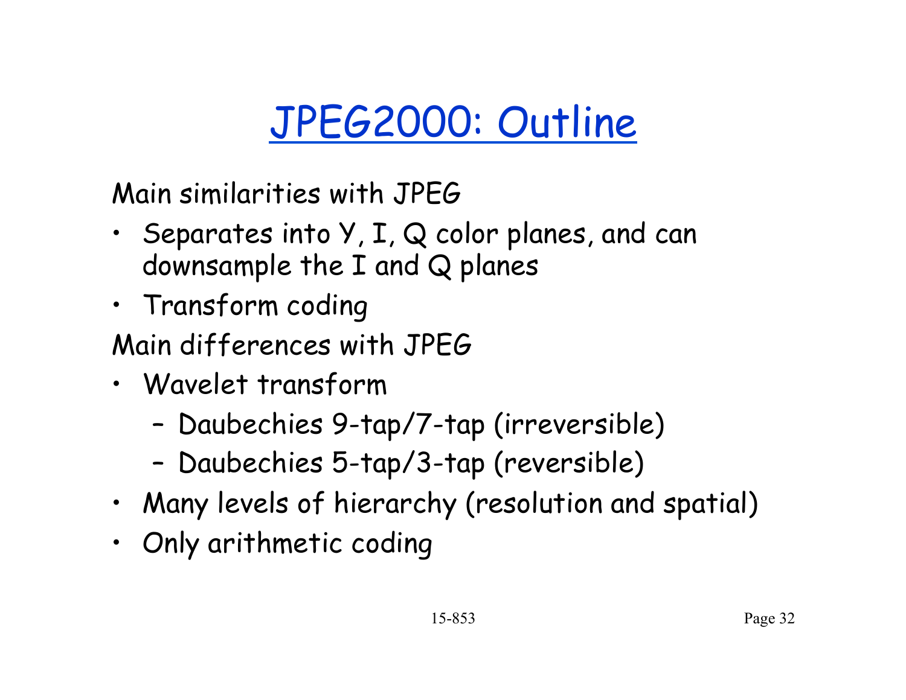# JPEG2000: Outline

Main similarities with JPEG

- Separates into Y, I, Q color planes, and can downsample the I and Q planes
- Transform coding

Main differences with JPEG

- Wavelet transform
  - Daubechies 9-tap/7-tap (irreversible)
  - Daubechies 5-tap/3-tap (reversible)
- Many levels of hierarchy (resolution and spatial)
- Only arithmetic coding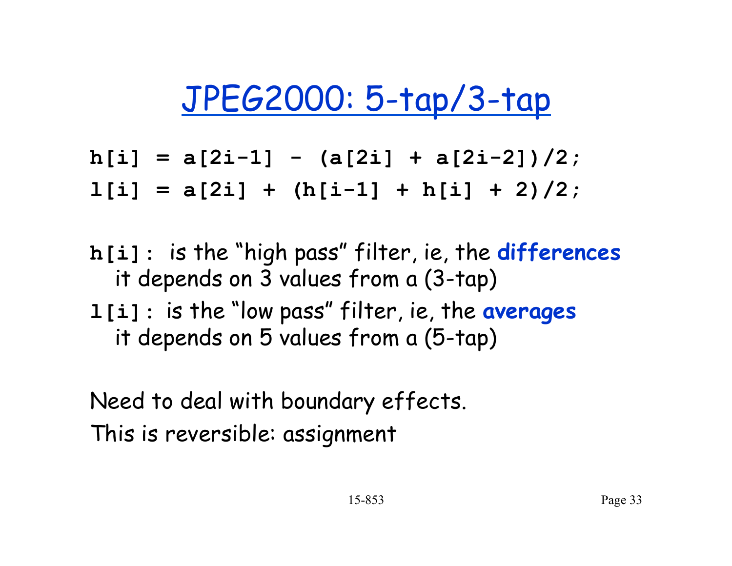# JPEG2000: 5-tap/3-tap

```
h[i] = a[2i-1] - (a[2i] + a[2i-2])/2;
l[i] = a[2i] + (h[i-1] + h[i] + 2)/2;
```

`h[i]`: is the "high pass" filter, ie, the **differences**
it depends on 3 values from a (3-tap)

`l[i]`: is the "low pass" filter, ie, the **averages**
it depends on 5 values from a (5-tap)

Need to deal with boundary effects.

This is reversible: assignment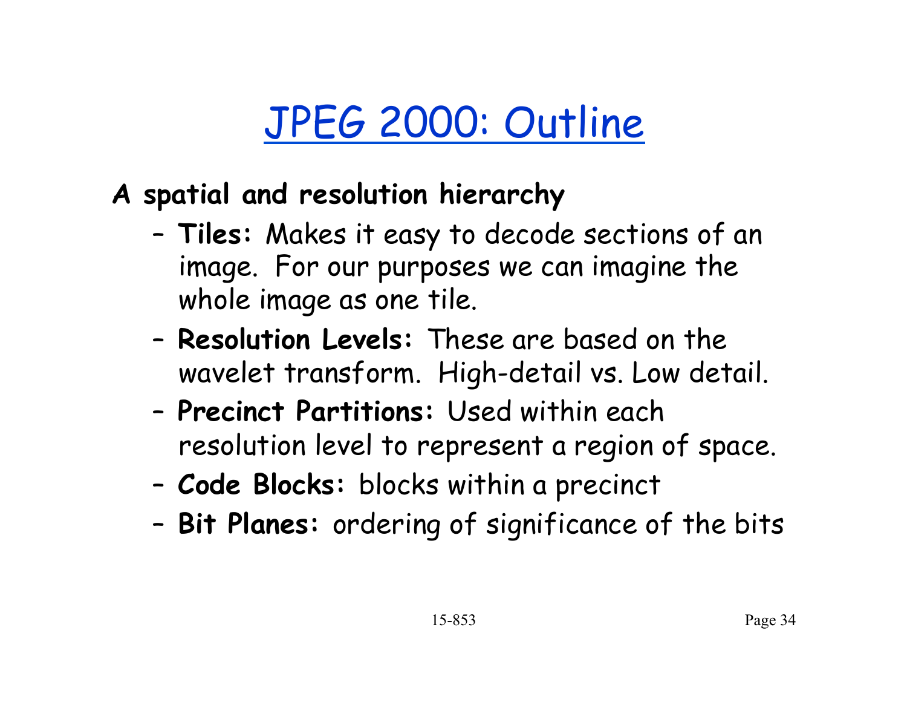# JPEG 2000: Outline

**A spatial and resolution hierarchy**

- **Tiles:** Makes it easy to decode sections of an image. For our purposes we can imagine the whole image as one tile.
- **Resolution Levels:** These are based on the wavelet transform. High-detail vs. Low detail.
- **Precinct Partitions:** Used within each resolution level to represent a region of space.
- **Code Blocks:** blocks within a precinct
- **Bit Planes:** ordering of significance of the bits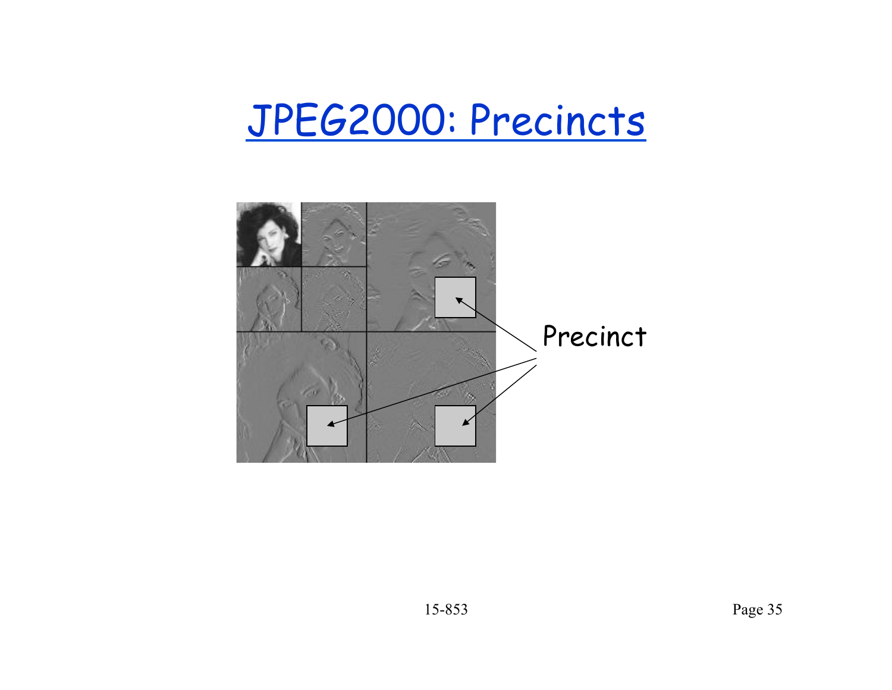# JPEG2000: Precincts

Precinct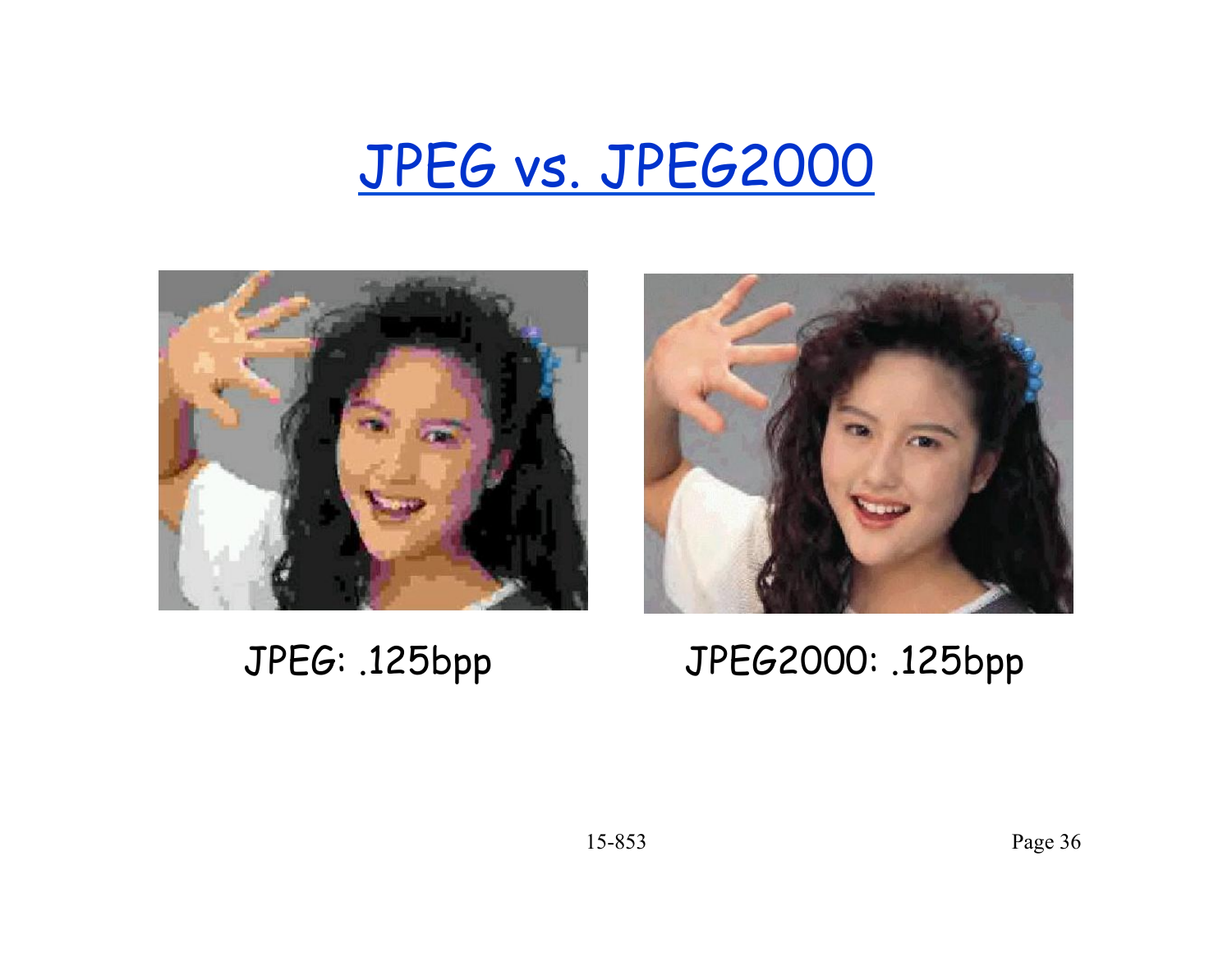# JPEG vs. JPEG2000

JPEG: .125bpp

JPEG2000: .125bpp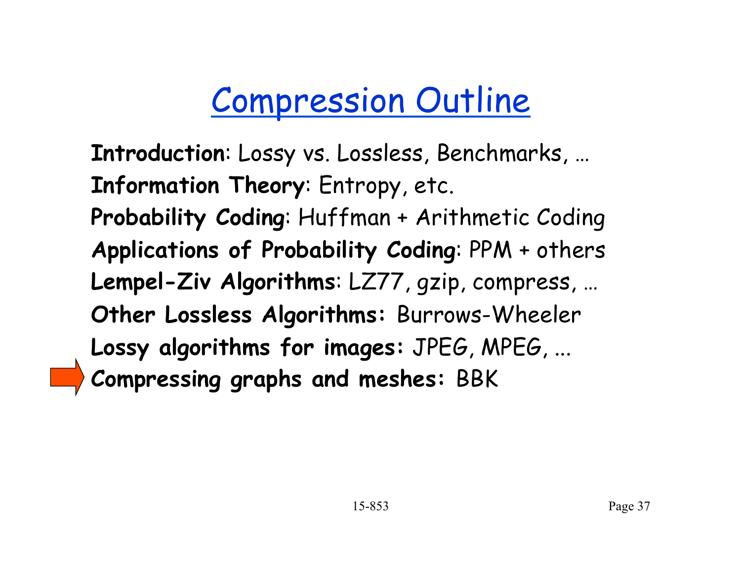# Compression Outline

**Introduction**: Lossy vs. Lossless, Benchmarks, …
**Information Theory**: Entropy, etc.
**Probability Coding**: Huffman + Arithmetic Coding
**Applications of Probability Coding**: PPM + others
**Lempel-Ziv Algorithms**: LZ77, gzip, compress, …
**Other Lossless Algorithms:** Burrows-Wheeler
**Lossy algorithms for images:** JPEG, MPEG, ...
**Compressing graphs and meshes:** BBK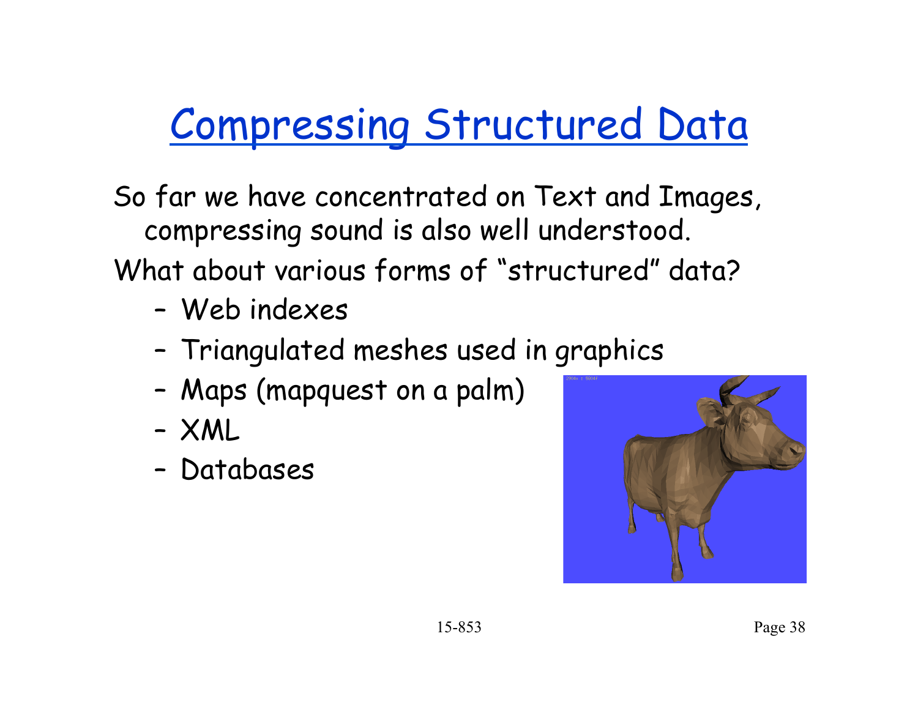# Compressing Structured Data

So far we have concentrated on Text and Images, compressing sound is also well understood.

What about various forms of "structured" data?

- Web indexes
- Triangulated meshes used in graphics
- Maps (mapquest on a palm)
- XML
- Databases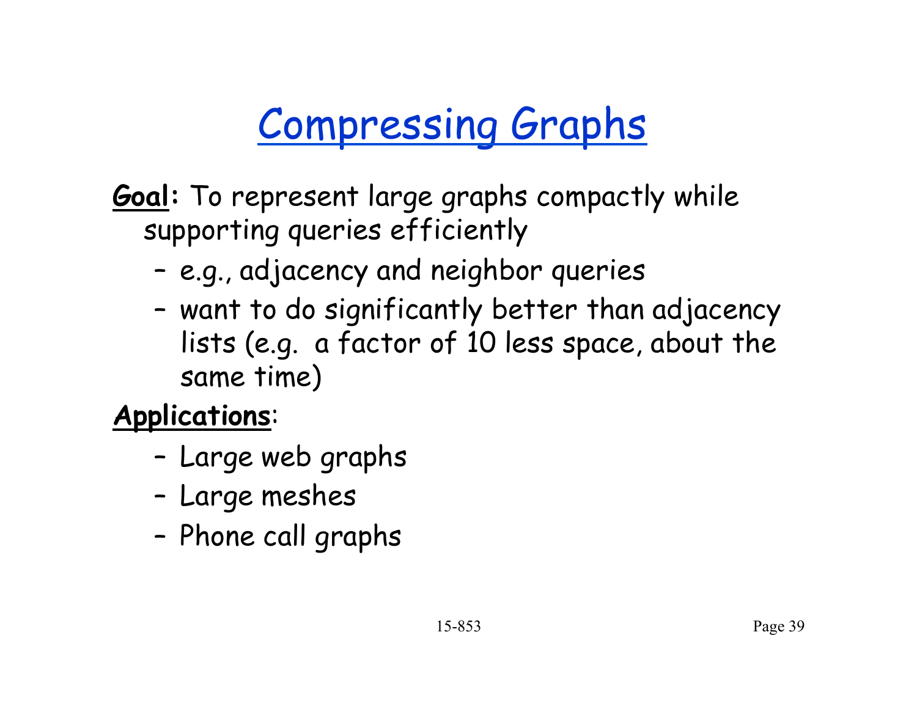# Compressing Graphs

**Goal:** To represent large graphs compactly while supporting queries efficiently

- e.g., adjacency and neighbor queries
- want to do significantly better than adjacency lists (e.g. a factor of 10 less space, about the same time)

**Applications**:

- Large web graphs
- Large meshes
- Phone call graphs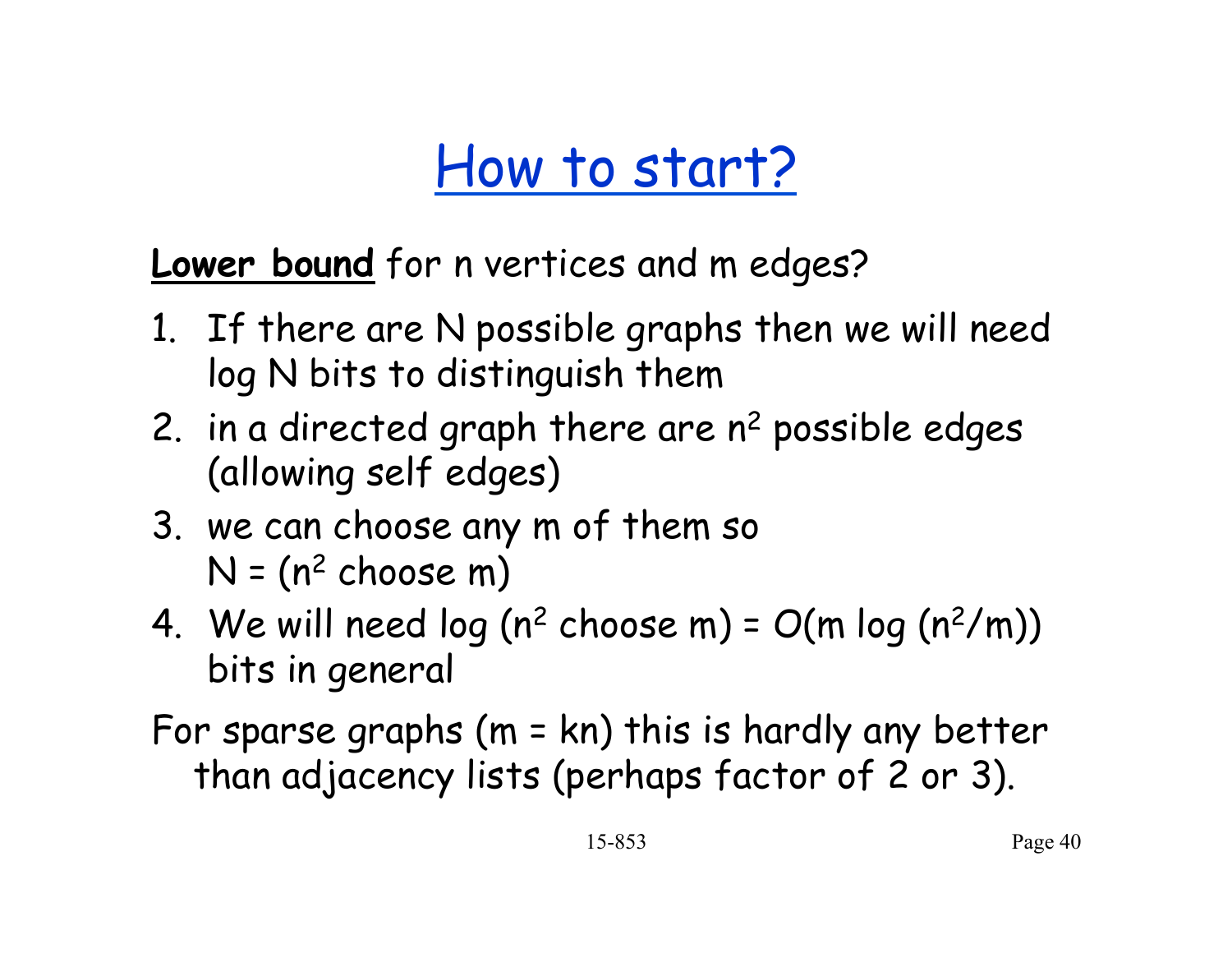# How to start?

**Lower bound** for n vertices and m edges?

1. If there are N possible graphs then we will need log N bits to distinguish them
2. in a directed graph there are $n^2$ possible edges (allowing self edges)
3. we can choose any m of them so $N = (n^2 \text{ choose } m)$
4. We will need $\log (n^2 \text{ choose } m) = O(m \log (n^2/m))$ bits in general

For sparse graphs ($m = kn$) this is hardly any better than adjacency lists (perhaps factor of 2 or 3).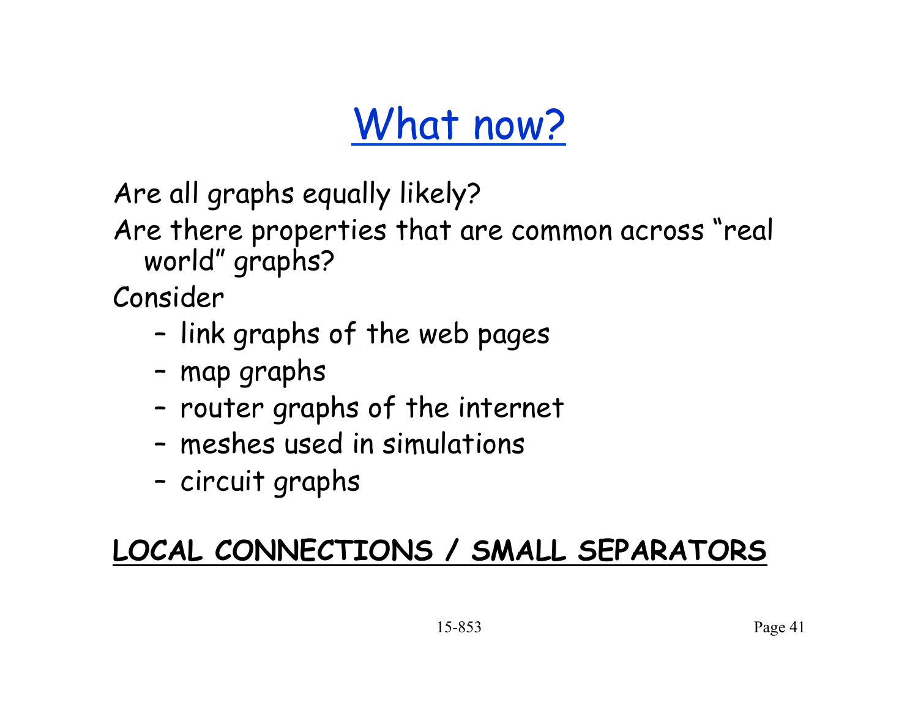# What now?

Are all graphs equally likely?

Are there properties that are common across "real world" graphs?

Consider

- link graphs of the web pages
- map graphs
- router graphs of the internet
- meshes used in simulations
- circuit graphs

**LOCAL CONNECTIONS / SMALL SEPARATORS**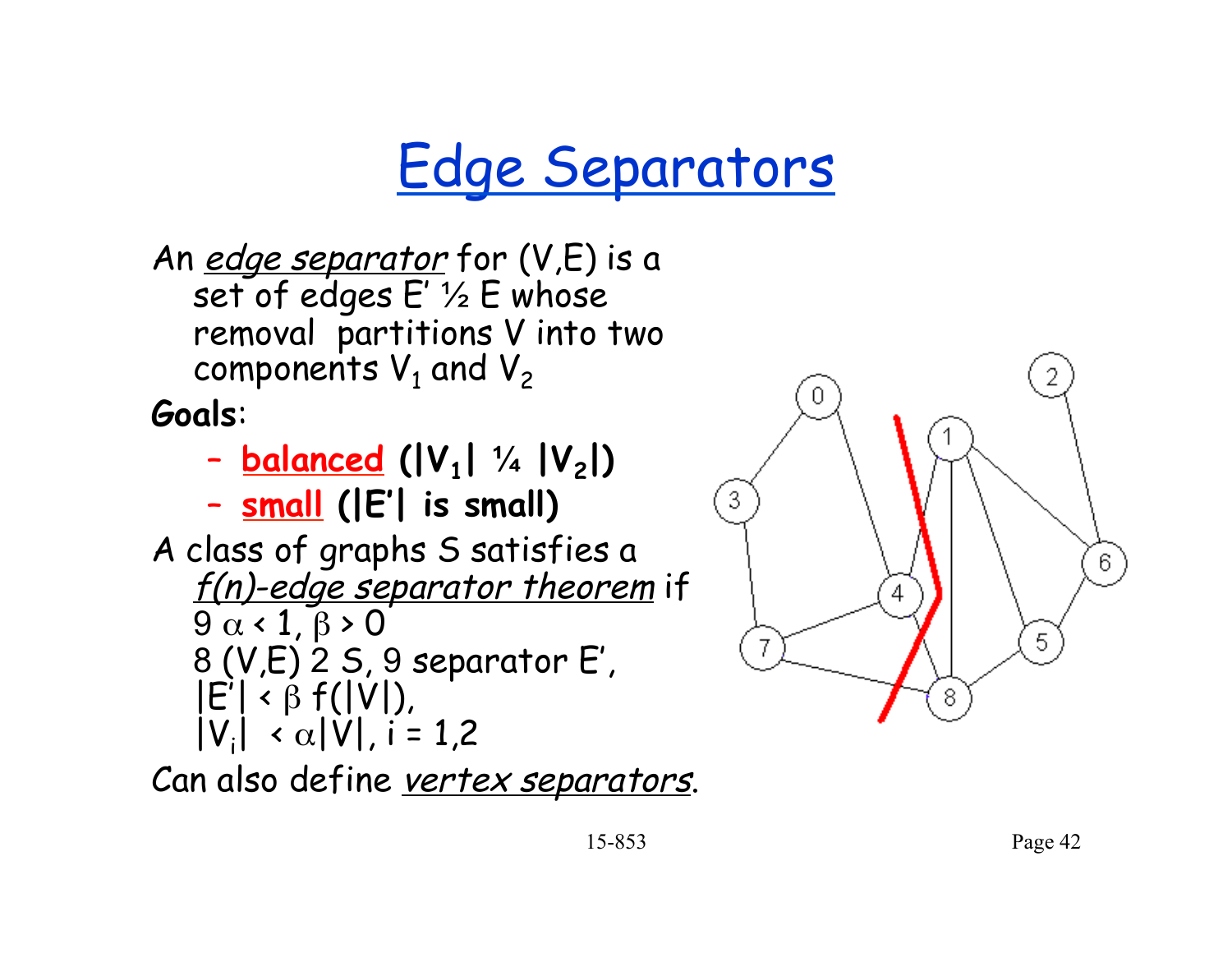# Edge Separators

An *edge separator* for (V,E) is a set of edges E' ½ E whose removal partitions V into two components $V_1$ and $V_2$

**Goals**:

- **balanced** **($|V_1|$ ¼ $|V_2|$)**
- **small** **($|E'|$ is small)**

A class of graphs S satisfies a *f(n)-edge separator theorem* if
9 $\alpha < 1$, $\beta > 0$
8 (V,E) 2 S, 9 separator E',
$|E'| < \beta f(|V|)$,
$|V_i| < \alpha|V|$, i = 1,2

Can also define *vertex separators*.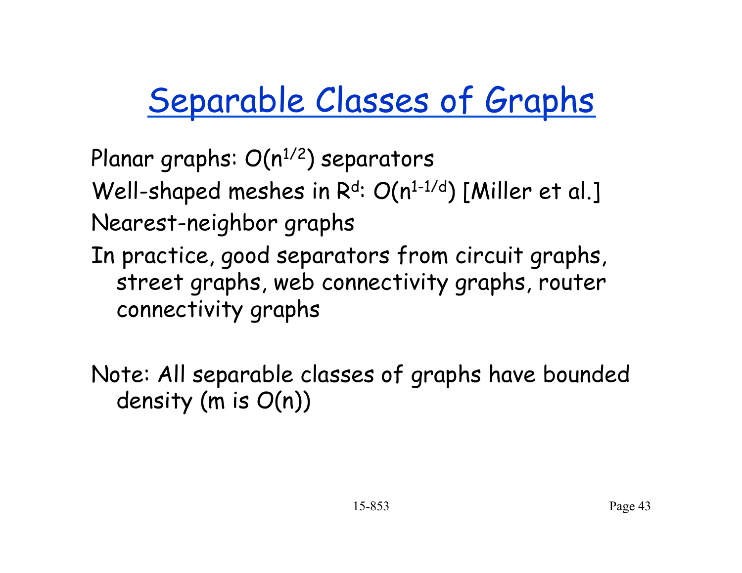# Separable Classes of Graphs

Planar graphs: $O(n^{1/2})$ separators

Well-shaped meshes in $R^d$: $O(n^{1-1/d})$ [Miller et al.]

Nearest-neighbor graphs

In practice, good separators from circuit graphs, street graphs, web connectivity graphs, router connectivity graphs

Note: All separable classes of graphs have bounded density ($m$ is $O(n)$)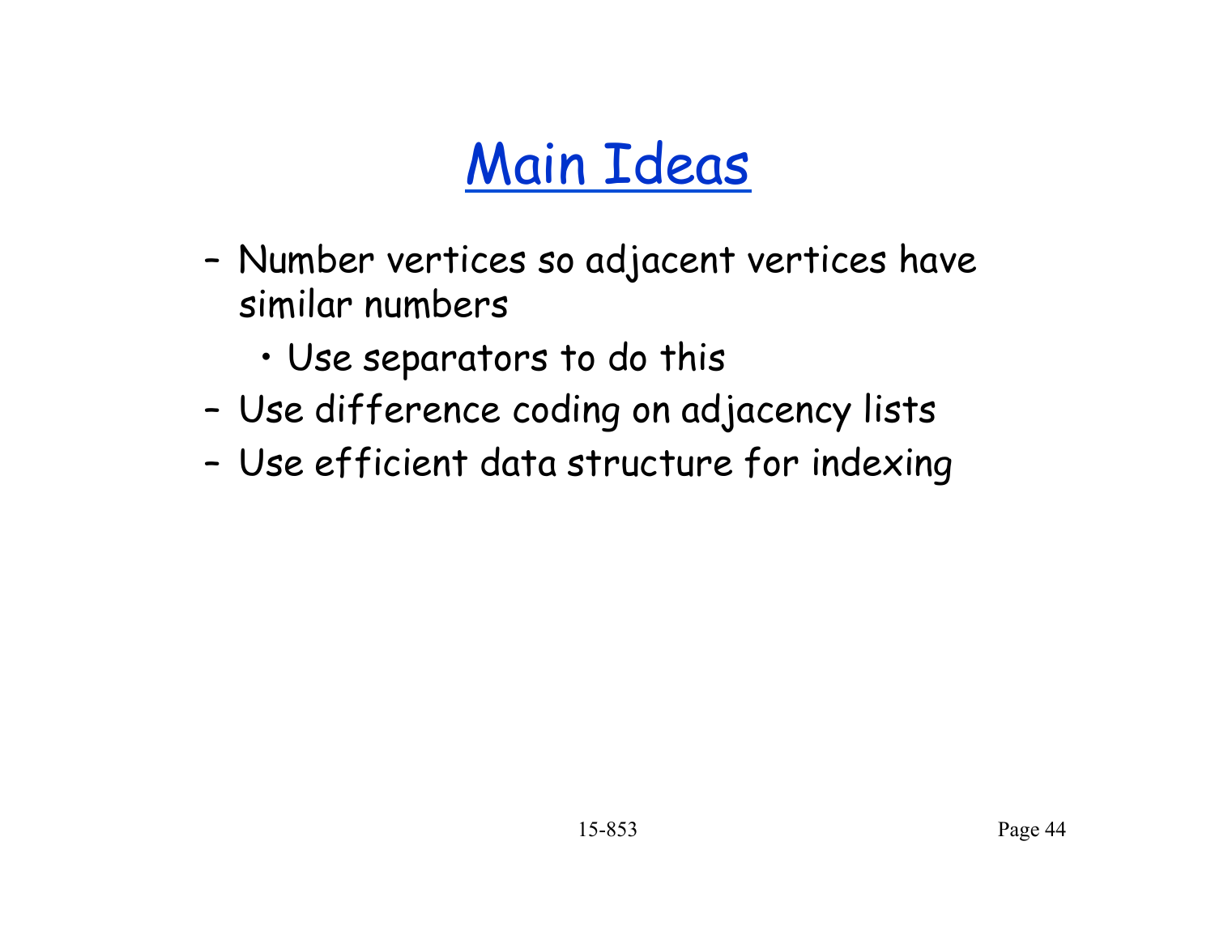# Main Ideas

- Number vertices so adjacent vertices have similar numbers
  - Use separators to do this
- Use difference coding on adjacency lists
- Use efficient data structure for indexing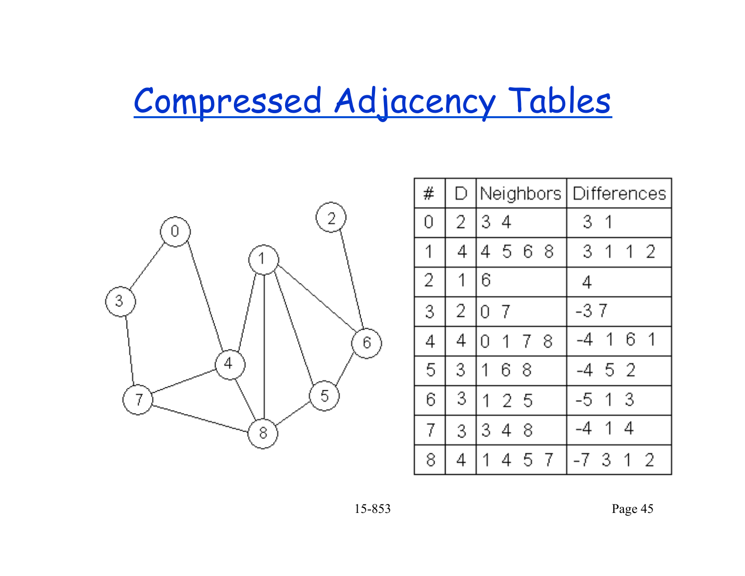# Compressed Adjacency Tables

| # | D | Neighbors | Differences |
|---|---|---|---|
| 0 | 2 | 3 4 | 3 1 |
| 1 | 4 | 4 5 6 8 | 3 1 1 2 |
| 2 | 1 | 6 | 4 |
| 3 | 2 | 0 7 | -3 7 |
| 4 | 4 | 0 1 7 8 | -4 1 6 1 |
| 5 | 3 | 1 6 8 | -4 5 2 |
| 6 | 3 | 1 2 5 | -5 1 3 |
| 7 | 3 | 3 4 8 | -4 1 4 |
| 8 | 4 | 1 4 5 7 | -7 3 1 2 |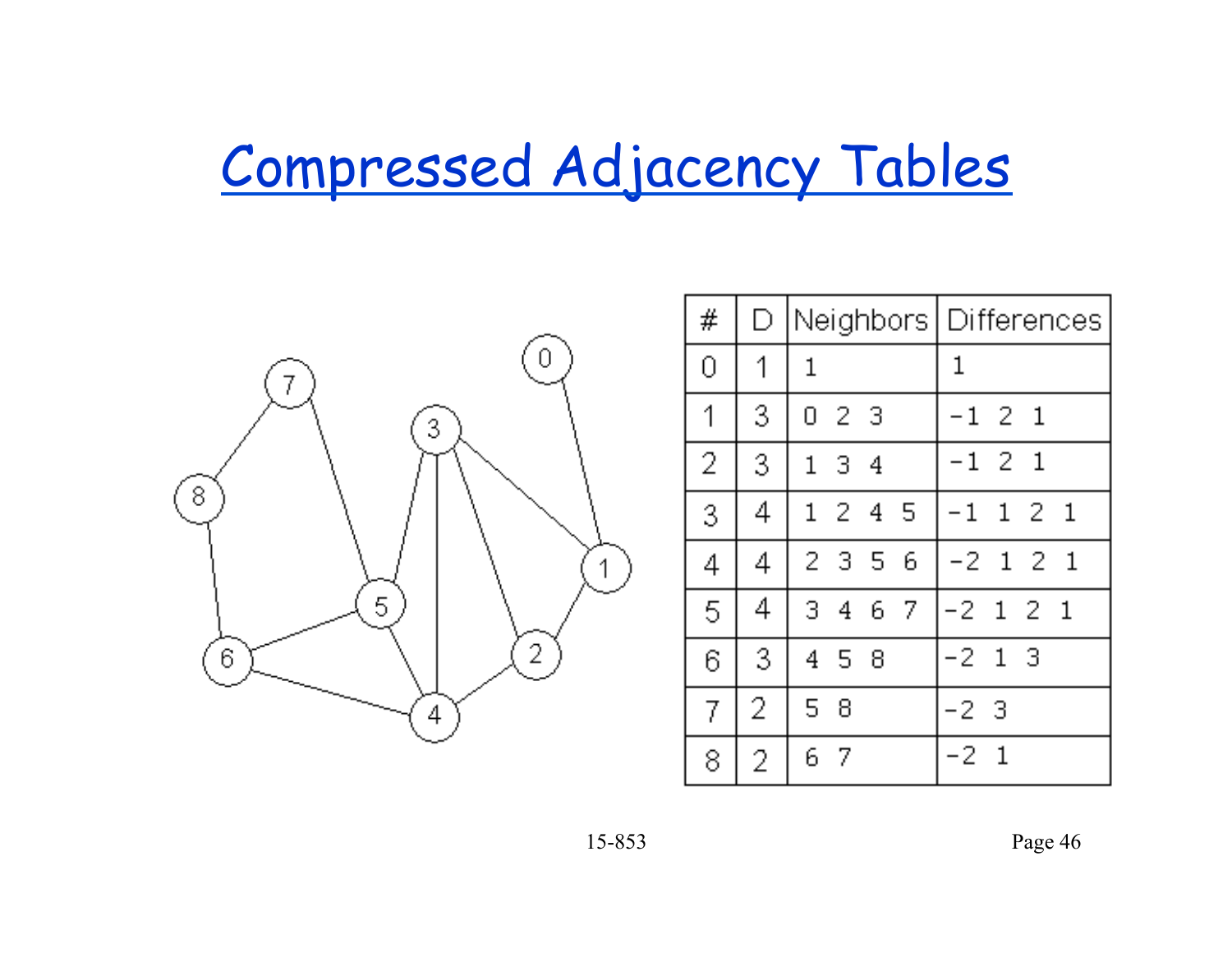# Compressed Adjacency Tables

| # | D | Neighbors | Differences |
|---|---|---|---|
| 0 | 1 | 1 | 1 |
| 1 | 3 | 0 2 3 | -1 2 1 |
| 2 | 3 | 1 3 4 | -1 2 1 |
| 3 | 4 | 1 2 4 5 | -1 1 2 1 |
| 4 | 4 | 2 3 5 6 | -2 1 2 1 |
| 5 | 4 | 3 4 6 7 | -2 1 2 1 |
| 6 | 3 | 4 5 8 | -2 1 3 |
| 7 | 2 | 5 8 | -2 3 |
| 8 | 2 | 6 7 | -2 1 |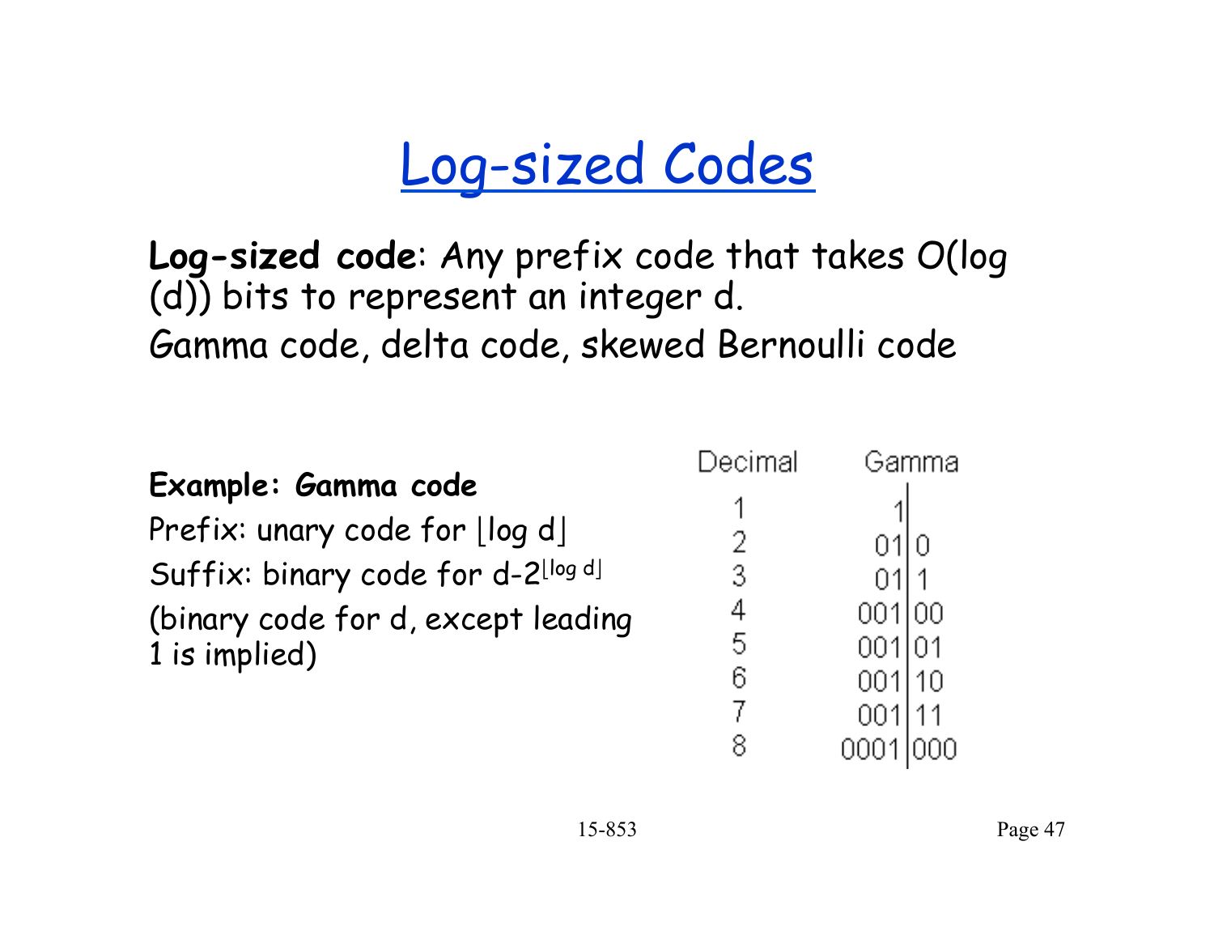# Log-sized Codes

**Log-sized code**: Any prefix code that takes $O(\log(d))$ bits to represent an integer d.

Gamma code, delta code, skewed Bernoulli code

**Example: Gamma code**

Prefix: unary code for $\lfloor \log d \rfloor$

Suffix: binary code for $d - 2^{\lfloor \log d \rfloor}$

(binary code for d, except leading 1 is implied)

| Decimal | Gamma | |
|---|---|---|
| 1 | 1 | |
| 2 | 01 | 0 |
| 3 | 01 | 1 |
| 4 | 001 | 00 |
| 5 | 001 | 01 |
| 6 | 001 | 10 |
| 7 | 001 | 11 |
| 8 | 0001 | 000 |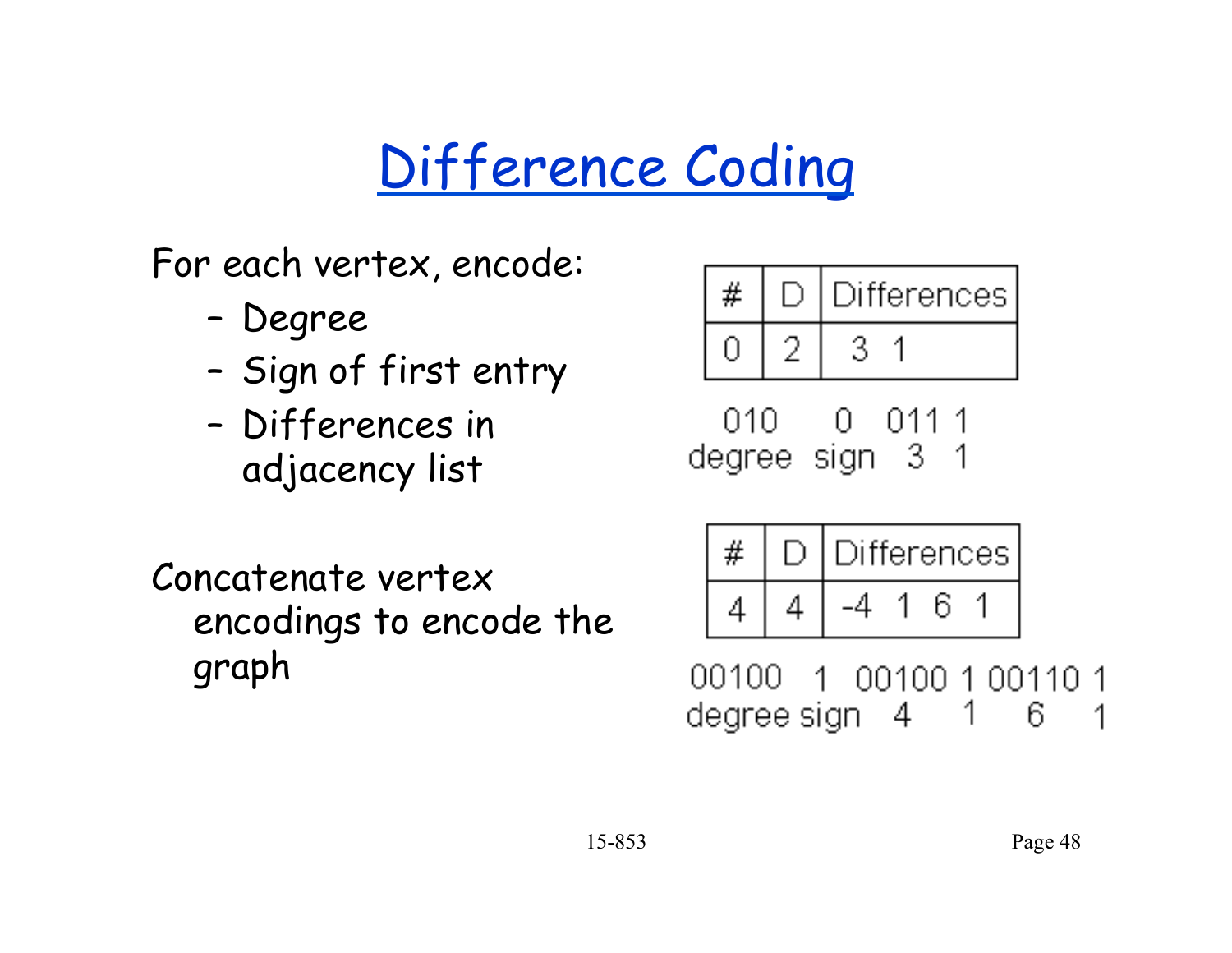# Difference Coding

For each vertex, encode:

- Degree
- Sign of first entry
- Differences in adjacency list

Concatenate vertex encodings to encode the graph

| # | D | Differences |
|---|---|---|
| 0 | 2 | 3 1 |

```
010     0     011 1
degree  sign  3   1
```

| # | D | Differences |
|---|---|---|
| 4 | 4 | -4 1 6 1 |

```
00100   1     00100 1 00110 1
degree  sign  4     1 6     1
```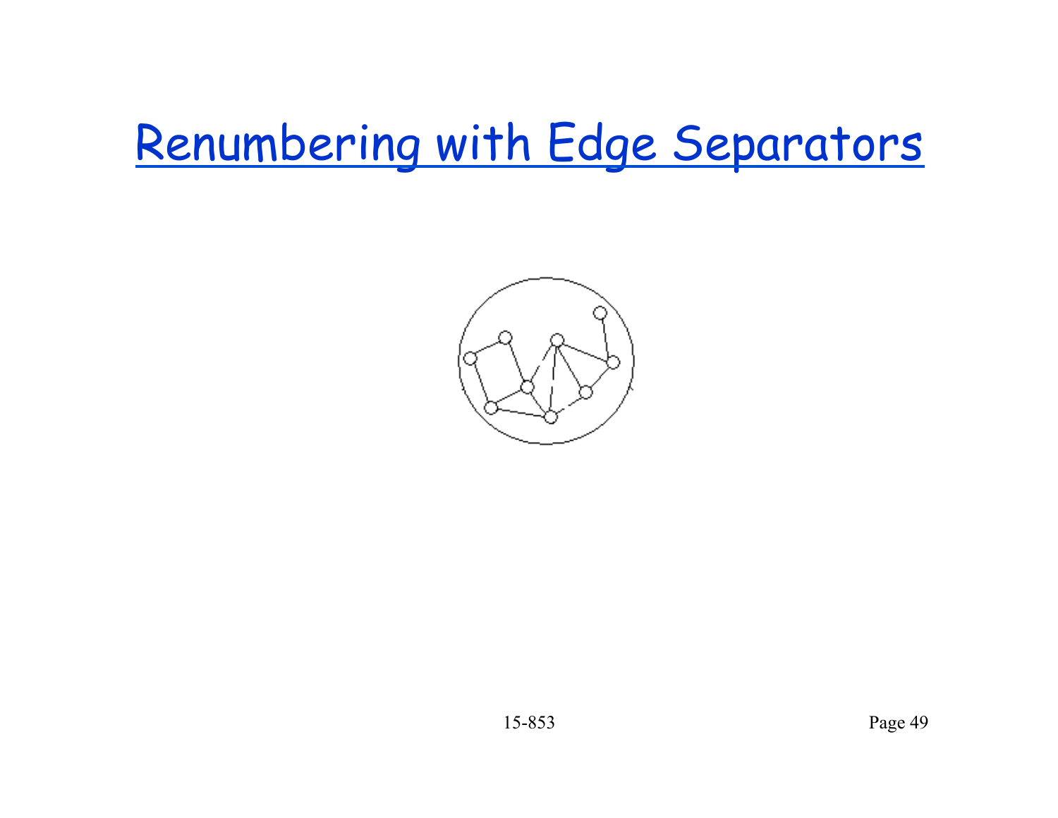# Renumbering with Edge Separators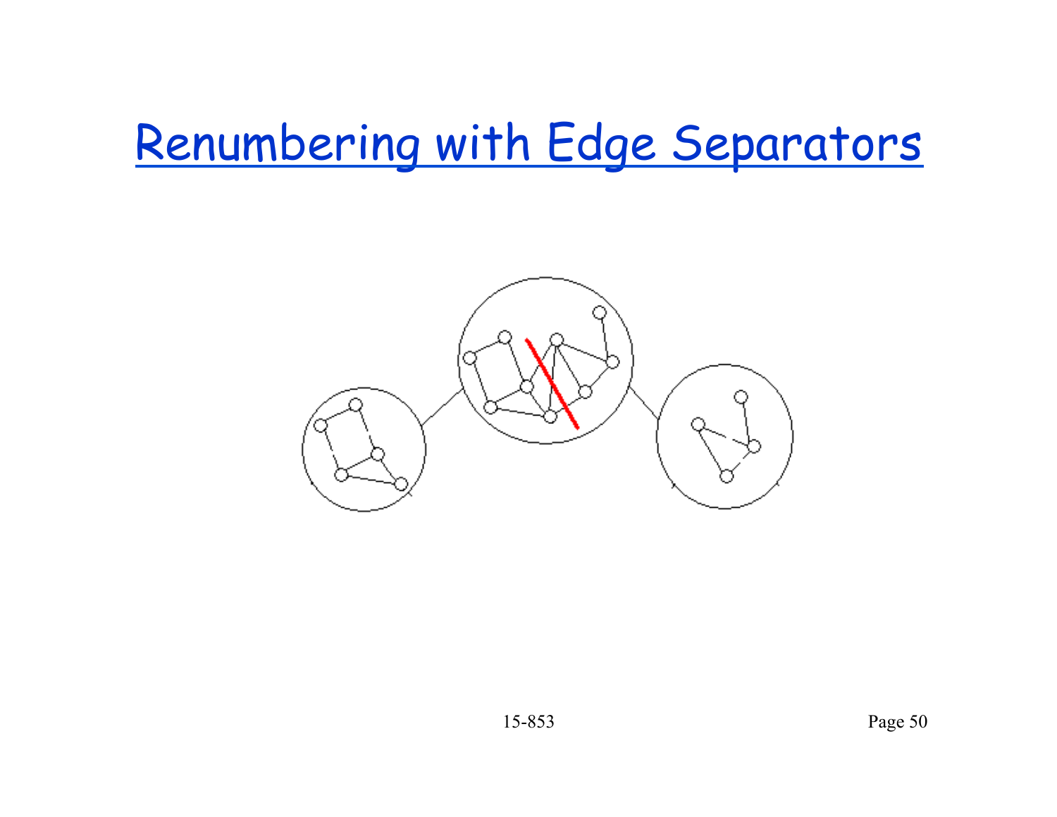# Renumbering with Edge Separators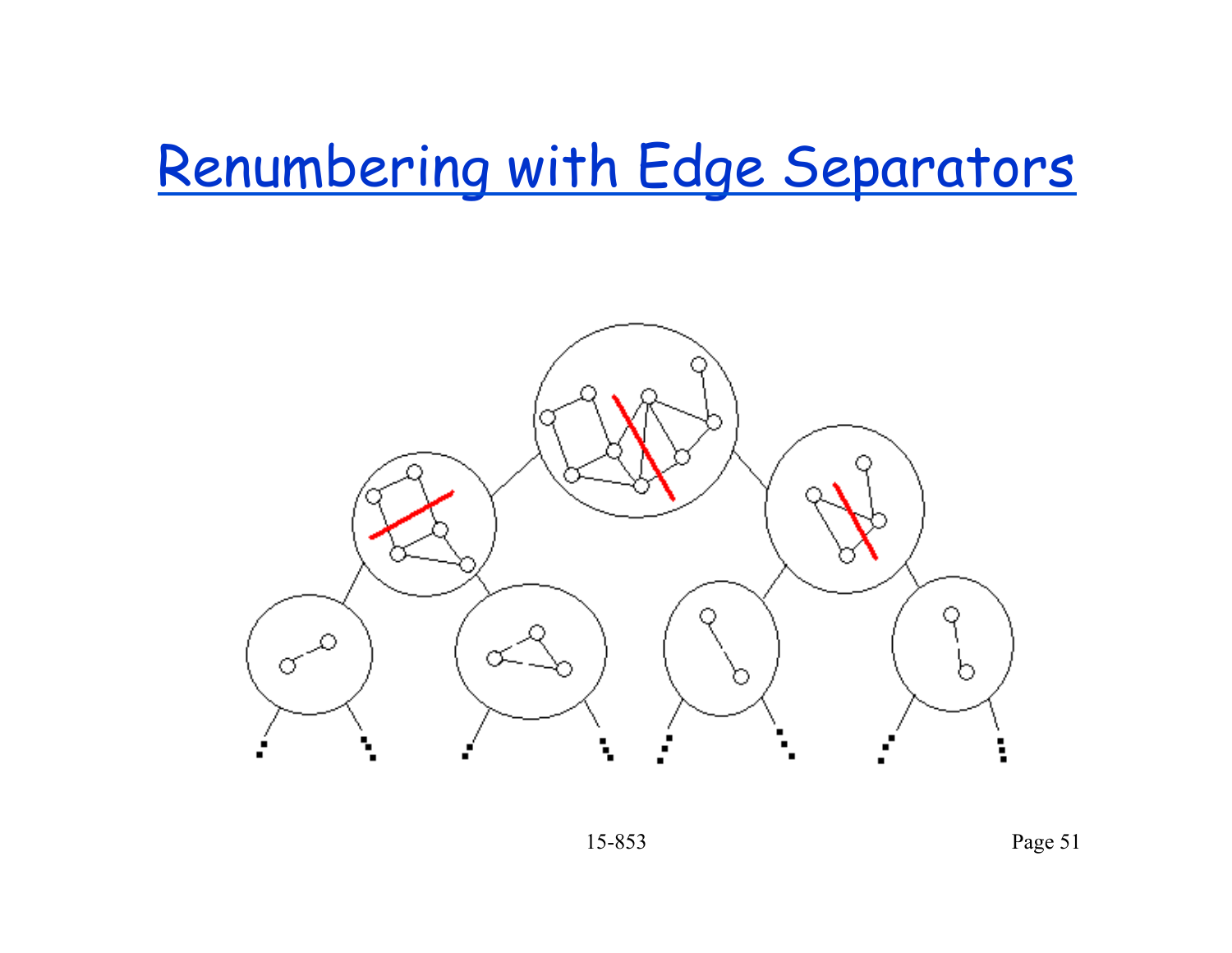# Renumbering with Edge Separators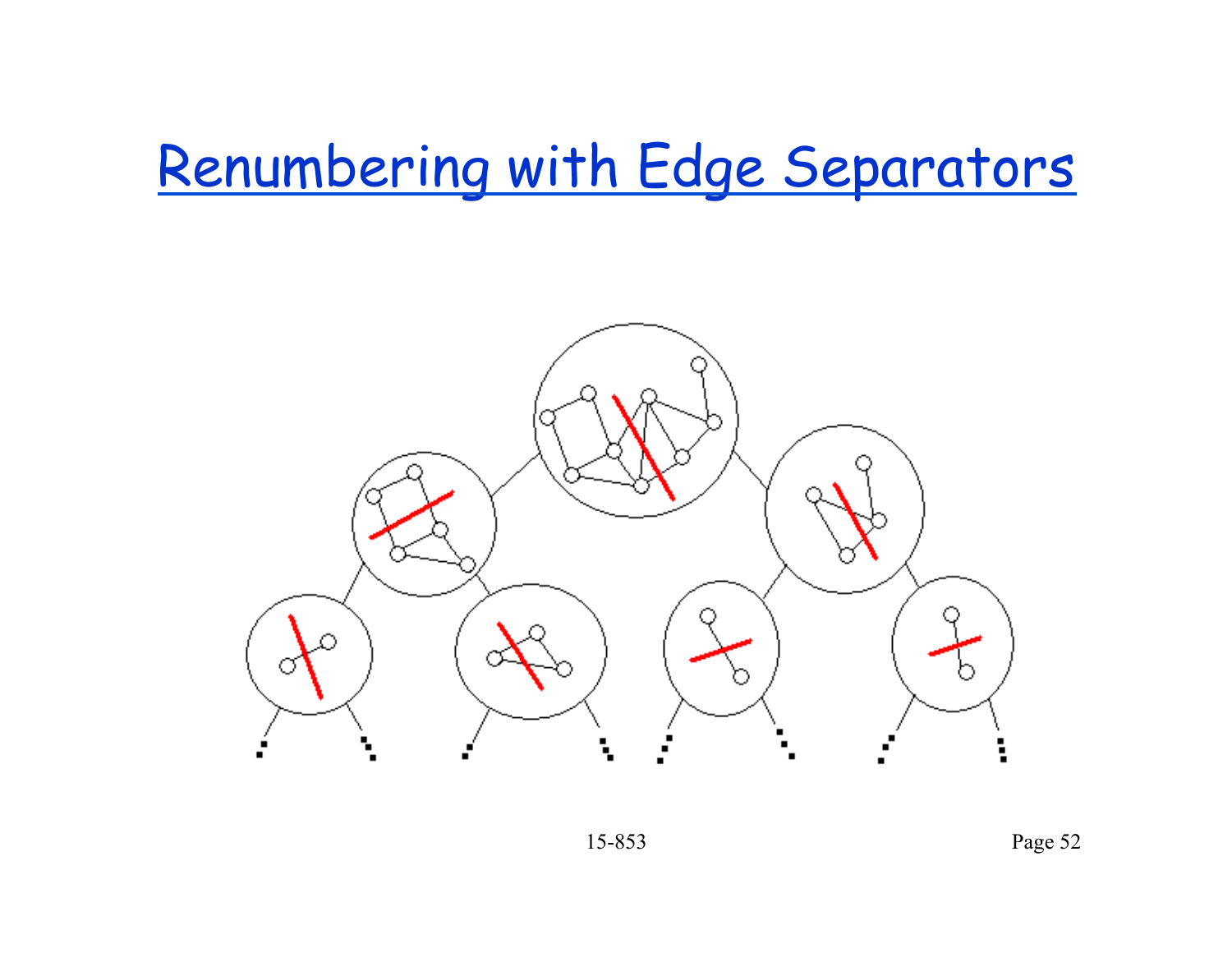# Renumbering with Edge Separators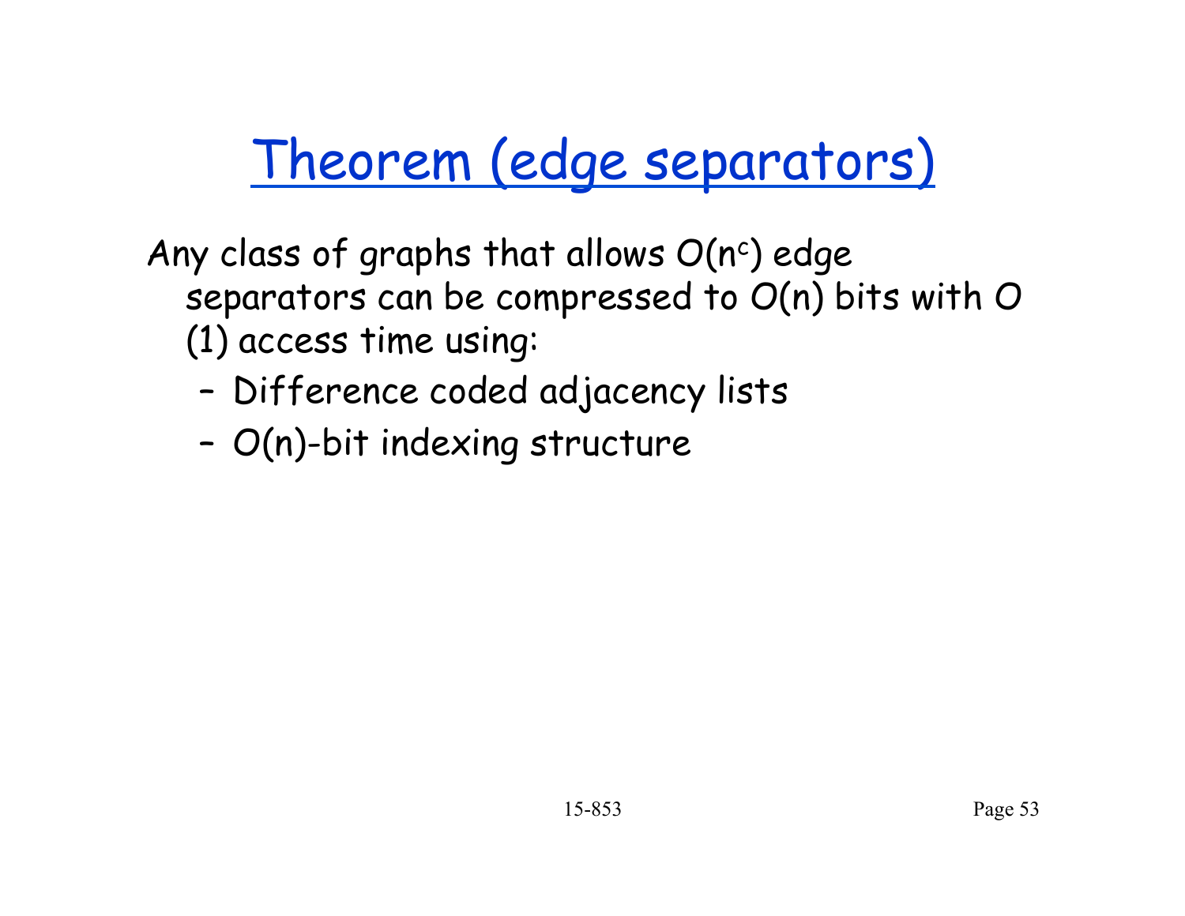# Theorem (edge separators)

Any class of graphs that allows $O(n^c)$ edge separators can be compressed to $O(n)$ bits with $O(1)$ access time using:

- Difference coded adjacency lists
- $O(n)$-bit indexing structure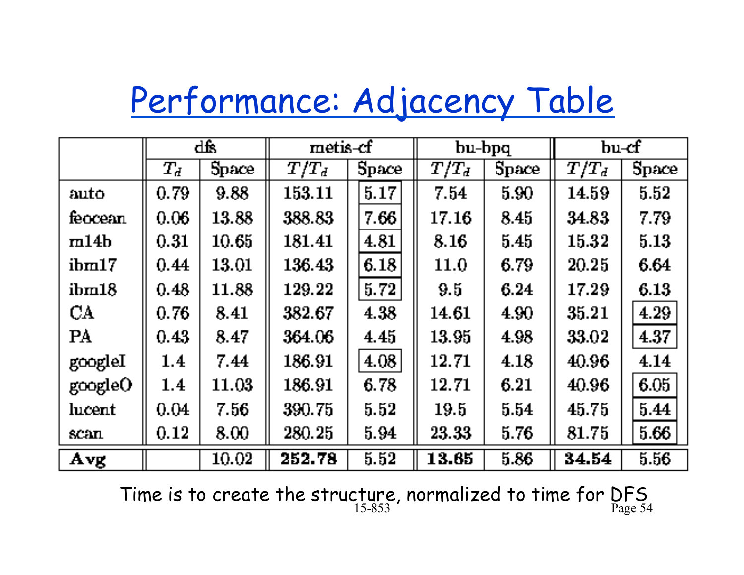# Performance: Adjacency Table

| | dfs | | metis-cf | | bu-bpq | | bu-cf | |
|---|---|---|---|---|---|---|---|---|
| | $T_d$ | Space | $T/T_d$ | Space | $T/T_d$ | Space | $T/T_d$ | Space |
| auto | 0.79 | 9.88 | 153.11 | 5.17 | 7.54 | 5.90 | 14.59 | 5.52 |
| feocean | 0.06 | 13.88 | 388.83 | 7.66 | 17.16 | 8.45 | 34.83 | 7.79 |
| m14b | 0.31 | 10.65 | 181.41 | 4.81 | 8.16 | 5.45 | 15.32 | 5.13 |
| ibm17 | 0.44 | 13.01 | 136.43 | 6.18 | 11.0 | 6.79 | 20.25 | 6.64 |
| ibm18 | 0.48 | 11.88 | 129.22 | 5.72 | 9.5 | 6.24 | 17.29 | 6.13 |
| CA | 0.76 | 8.41 | 382.67 | 4.38 | 14.61 | 4.90 | 35.21 | 4.29 |
| PA | 0.43 | 8.47 | 364.06 | 4.45 | 13.95 | 4.98 | 33.02 | 4.37 |
| googleI | 1.4 | 7.44 | 186.91 | 4.08 | 12.71 | 4.18 | 40.96 | 4.14 |
| googleO | 1.4 | 11.03 | 186.91 | 6.78 | 12.71 | 6.21 | 40.96 | 6.05 |
| lucent | 0.04 | 7.56 | 390.75 | 5.52 | 19.5 | 5.54 | 45.75 | 5.44 |
| scan | 0.12 | 8.00 | 280.25 | 5.94 | 23.33 | 5.76 | 81.75 | 5.66 |
| **Avg** | | 10.02 | **252.78** | 5.52 | **13.65** | 5.86 | **34.54** | 5.56 |

Time is to create the structure, normalized to time for DFS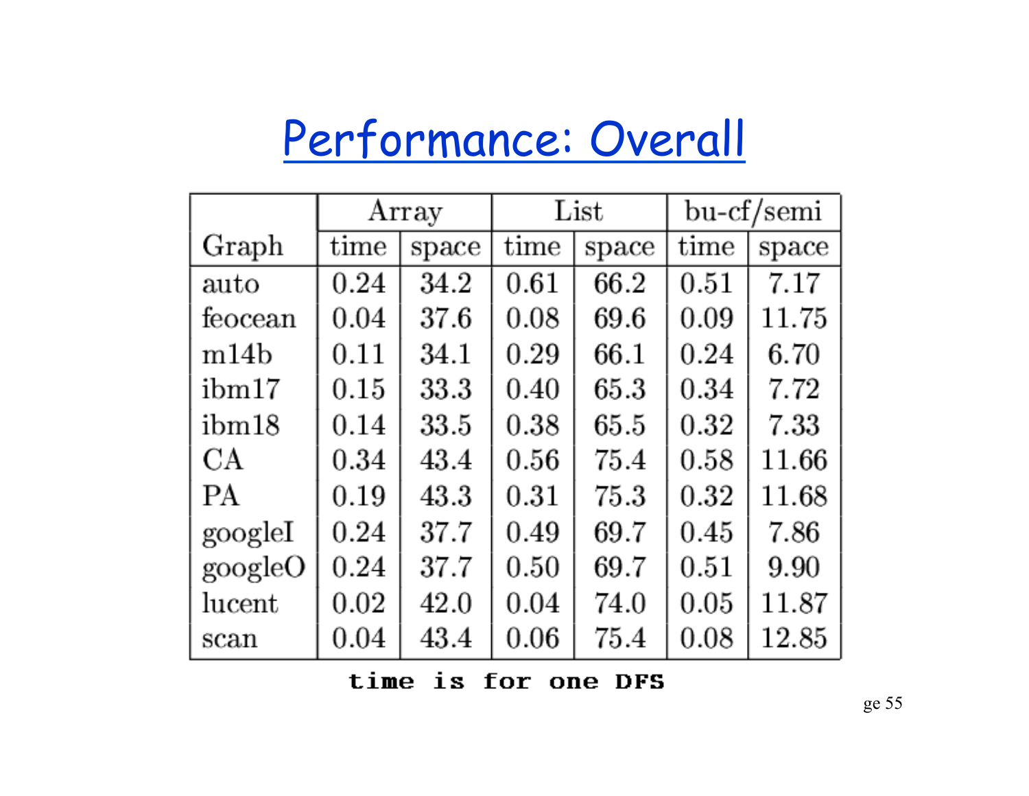# Performance: Overall

| Graph | Array | | List | | bu-cf/semi | |
|---|---|---|---|---|---|---|
| | time | space | time | space | time | space |
| auto | 0.24 | 34.2 | 0.61 | 66.2 | 0.51 | 7.17 |
| feocean | 0.04 | 37.6 | 0.08 | 69.6 | 0.09 | 11.75 |
| m14b | 0.11 | 34.1 | 0.29 | 66.1 | 0.24 | 6.70 |
| ibm17 | 0.15 | 33.3 | 0.40 | 65.3 | 0.34 | 7.72 |
| ibm18 | 0.14 | 33.5 | 0.38 | 65.5 | 0.32 | 7.33 |
| CA | 0.34 | 43.4 | 0.56 | 75.4 | 0.58 | 11.66 |
| PA | 0.19 | 43.3 | 0.31 | 75.3 | 0.32 | 11.68 |
| googleI | 0.24 | 37.7 | 0.49 | 69.7 | 0.45 | 7.86 |
| googleO | 0.24 | 37.7 | 0.50 | 69.7 | 0.51 | 9.90 |
| lucent | 0.02 | 42.0 | 0.04 | 74.0 | 0.05 | 11.87 |
| scan | 0.04 | 43.4 | 0.06 | 75.4 | 0.08 | 12.85 |

**time is for one DFS**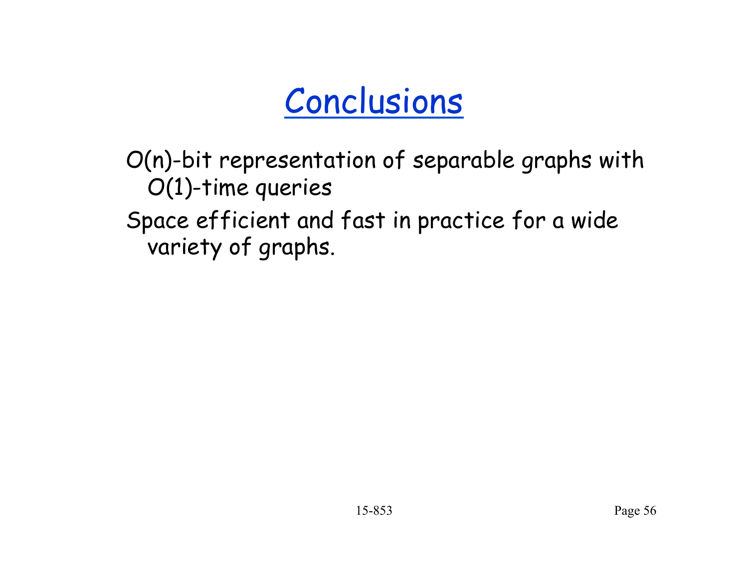# Conclusions

O(n)-bit representation of separable graphs with O(1)-time queries

Space efficient and fast in practice for a wide variety of graphs.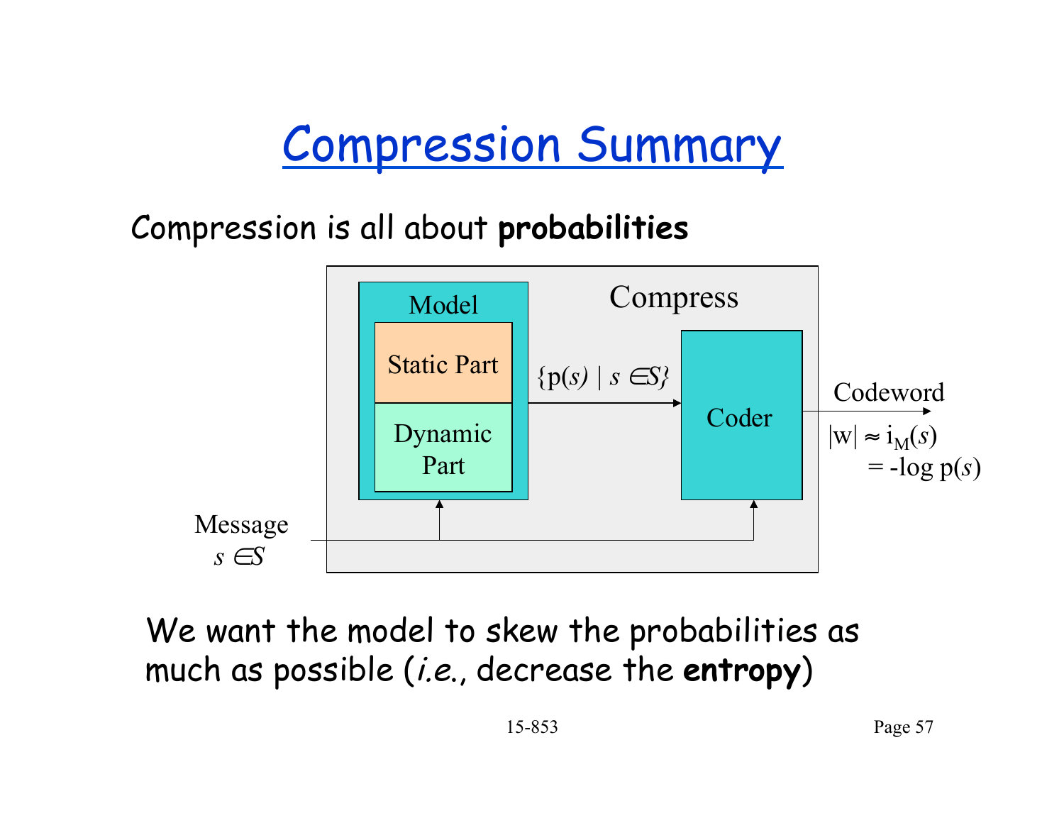# Compression Summary

Compression is all about **probabilities**

Compress

Model

Static Part

Dynamic Part

$\{p(s) \mid s \in S\}$

Coder

Codeword

$|w| \approx i_M(s)$

$= -\log p(s)$

Message

$s \in S$

We want the model to skew the probabilities as much as possible (*i.e.*, decrease the **entropy**)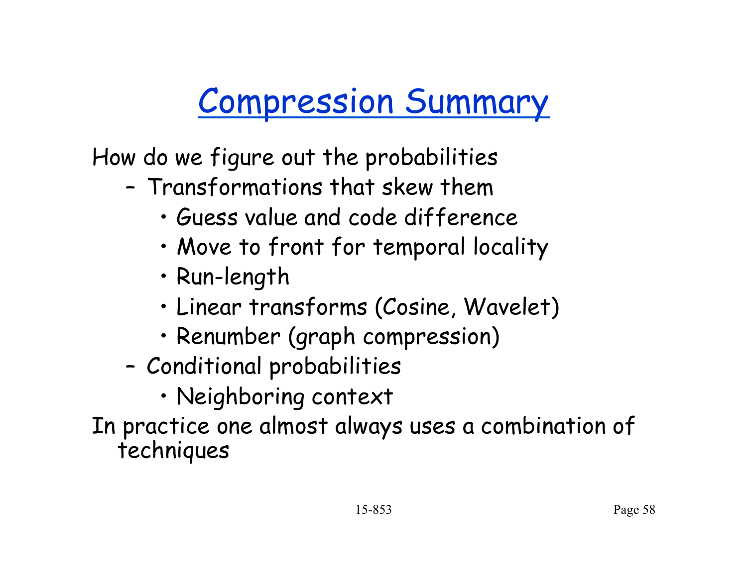# Compression Summary

How do we figure out the probabilities

- Transformations that skew them
  - Guess value and code difference
  - Move to front for temporal locality
  - Run-length
  - Linear transforms (Cosine, Wavelet)
  - Renumber (graph compression)
- Conditional probabilities
  - Neighboring context

In practice one almost always uses a combination of techniques